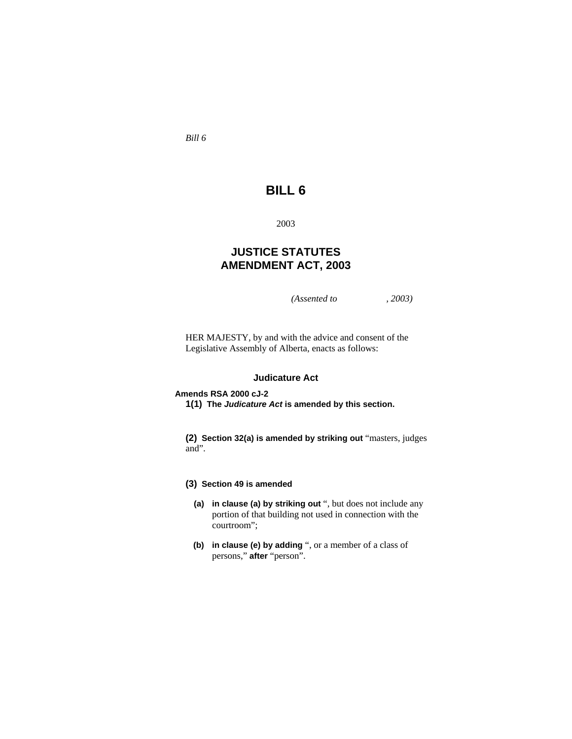*Bill 6*

# BILL 6

2003

## JUSTICE STATUTES AMENDMENT ACT, 2003

*(Assented to , 2003)*

HER MAJESTY, by and with the advice and consent of the Legislative Assembly of Alberta, enacts as follows:

### Judicature Act

**Amends RSA 2000 cJ-2**

**1(1) The *Judicature Act* is amended by this section.**

**(2) Section 32(a) is amended by striking out** "masters, judges and".

**(3) Section 49 is amended**

- **(a) in clause (a) by striking out** ", but does not include any portion of that building not used in connection with the courtroom";
- **(b) in clause (e) by adding** ", or a member of a class of persons," **after** "person".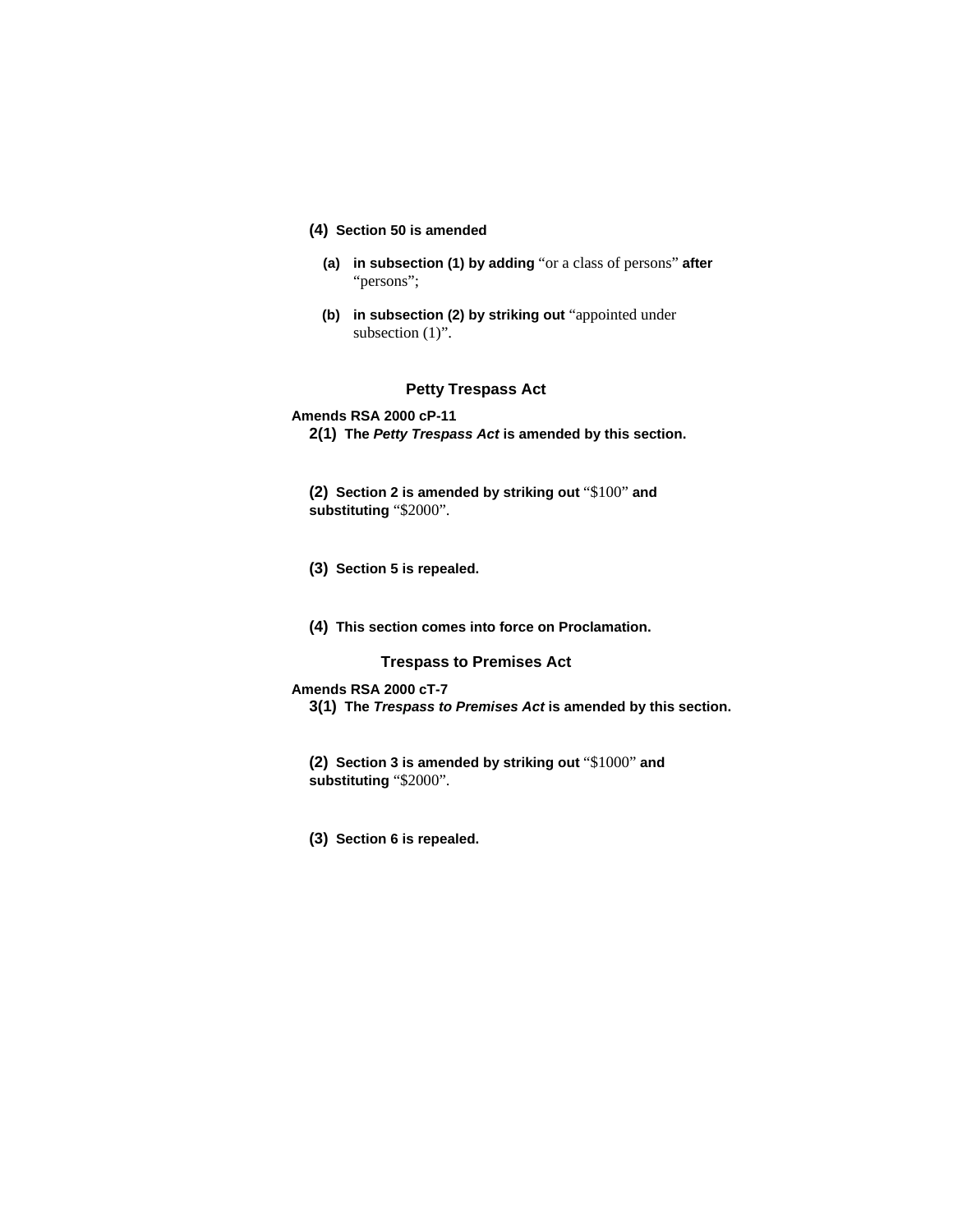**(4)** **Section 50 is amended**

**(a)** **in subsection (1) by adding** "or a class of persons" **after** "persons";

**(b)** **in subsection (2) by striking out** "appointed under subsection (1)".

## Petty Trespass Act

**Amends RSA 2000 cP-11**

**2(1)** **The *Petty Trespass Act* is amended by this section.**

**(2)** **Section 2 is amended by striking out** "$100" **and substituting** "$2000".

**(3)** **Section 5 is repealed.**

**(4)** **This section comes into force on Proclamation.**

## Trespass to Premises Act

**Amends RSA 2000 cT-7**

**3(1)** **The *Trespass to Premises Act* is amended by this section.**

**(2)** **Section 3 is amended by striking out** "$1000" **and substituting** "$2000".

**(3)** **Section 6 is repealed.**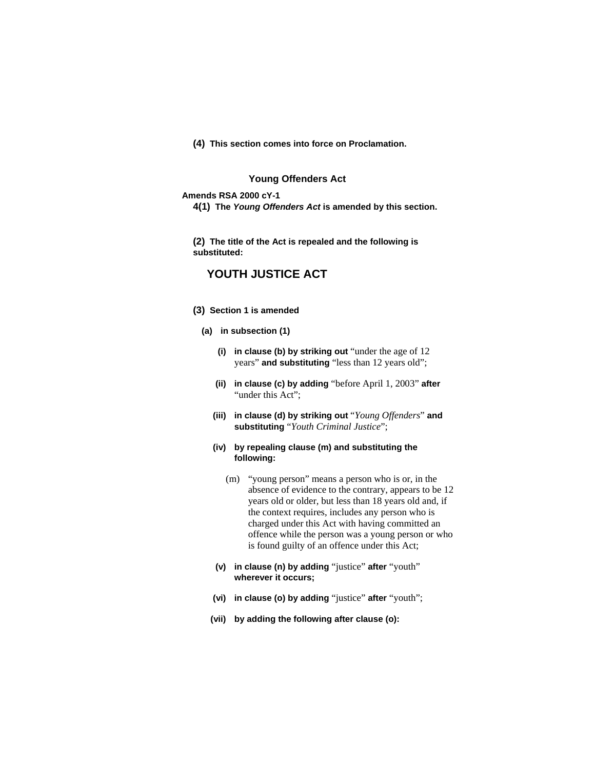**(4)** **This section comes into force on Proclamation.**

### Young Offenders Act

**Amends RSA 2000 cY-1**

**4(1)** **The *Young Offenders Act* is amended by this section.**

**(2)** **The title of the Act is repealed and the following is substituted:**

## YOUTH JUSTICE ACT

**(3)** **Section 1 is amended**

**(a)** **in subsection (1)**

**(i)** **in clause (b) by striking out** "under the age of 12 years" **and substituting** "less than 12 years old";

**(ii)** **in clause (c) by adding** "before April 1, 2003" **after** "under this Act";

**(iii)** **in clause (d) by striking out** "*Young Offenders*" **and substituting** "*Youth Criminal Justice*";

**(iv)** **by repealing clause (m) and substituting the following:**

(m) "young person" means a person who is or, in the absence of evidence to the contrary, appears to be 12 years old or older, but less than 18 years old and, if the context requires, includes any person who is charged under this Act with having committed an offence while the person was a young person or who is found guilty of an offence under this Act;

**(v)** **in clause (n) by adding** "justice" **after** "youth" **wherever it occurs;**

**(vi)** **in clause (o) by adding** "justice" **after** "youth";

**(vii)** **by adding the following after clause (o):**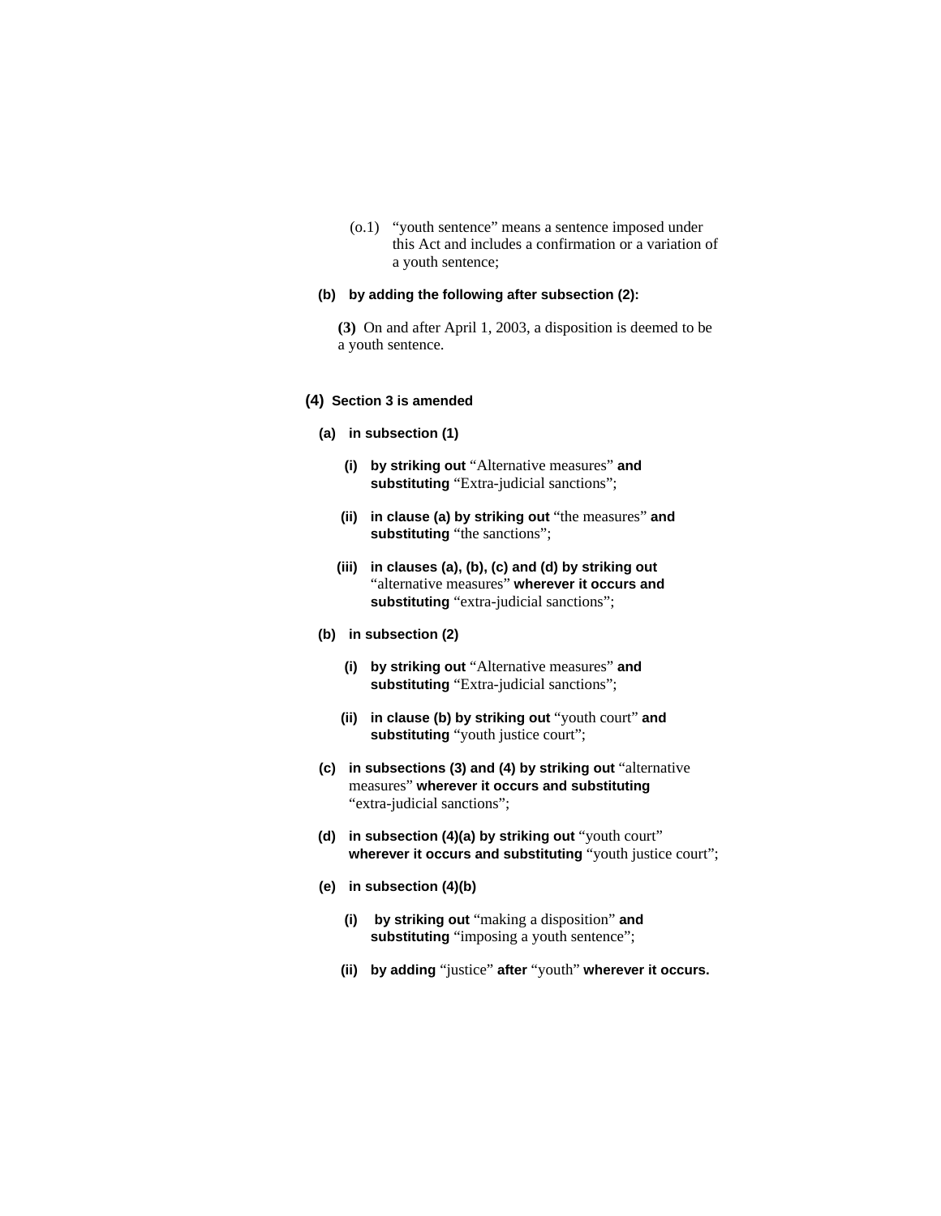(o.1) "youth sentence" means a sentence imposed under this Act and includes a confirmation or a variation of a youth sentence;

**(b) by adding the following after subsection (2):**

**(3)** On and after April 1, 2003, a disposition is deemed to be a youth sentence.

**(4) Section 3 is amended**

**(a) in subsection (1)**

**(i) by striking out** "Alternative measures" **and substituting** "Extra-judicial sanctions";

**(ii) in clause (a) by striking out** "the measures" **and substituting** "the sanctions";

**(iii) in clauses (a), (b), (c) and (d) by striking out** "alternative measures" **wherever it occurs and substituting** "extra-judicial sanctions";

**(b) in subsection (2)**

**(i) by striking out** "Alternative measures" **and substituting** "Extra-judicial sanctions";

**(ii) in clause (b) by striking out** "youth court" **and substituting** "youth justice court";

**(c) in subsections (3) and (4) by striking out** "alternative measures" **wherever it occurs and substituting** "extra-judicial sanctions";

**(d) in subsection (4)(a) by striking out** "youth court" **wherever it occurs and substituting** "youth justice court";

**(e) in subsection (4)(b)**

**(i) by striking out** "making a disposition" **and substituting** "imposing a youth sentence";

**(ii) by adding** "justice" **after** "youth" **wherever it occurs.**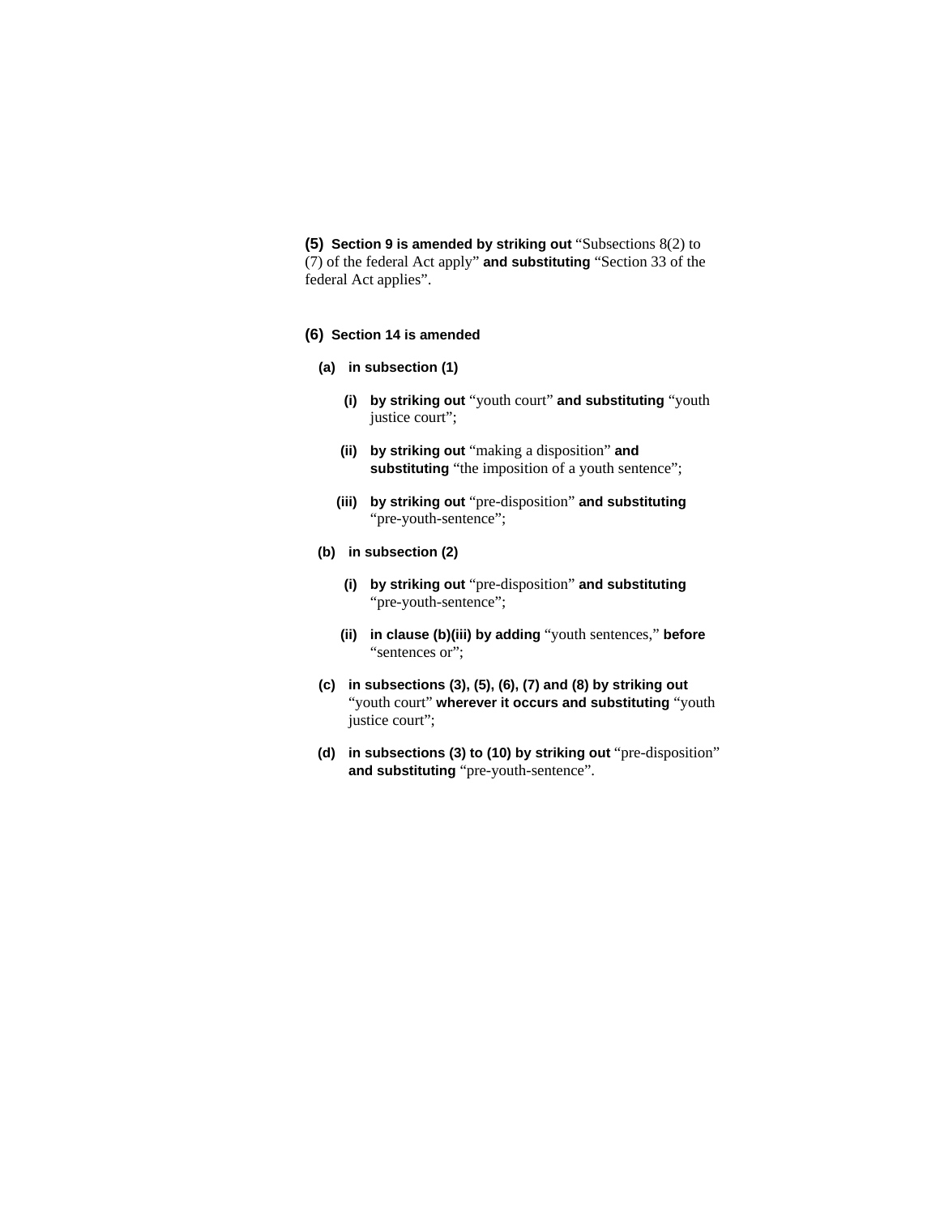**(5)** **Section 9 is amended by striking out** "Subsections 8(2) to (7) of the federal Act apply" **and substituting** "Section 33 of the federal Act applies".

**(6)** **Section 14 is amended**

**(a)** **in subsection (1)**

**(i)** **by striking out** "youth court" **and substituting** "youth justice court";

**(ii)** **by striking out** "making a disposition" **and substituting** "the imposition of a youth sentence";

**(iii)** **by striking out** "pre-disposition" **and substituting** "pre-youth-sentence";

**(b)** **in subsection (2)**

**(i)** **by striking out** "pre-disposition" **and substituting** "pre-youth-sentence";

**(ii)** **in clause (b)(iii) by adding** "youth sentences," **before** "sentences or";

**(c)** **in subsections (3), (5), (6), (7) and (8) by striking out** "youth court" **wherever it occurs and substituting** "youth justice court";

**(d)** **in subsections (3) to (10) by striking out** "pre-disposition" **and substituting** "pre-youth-sentence".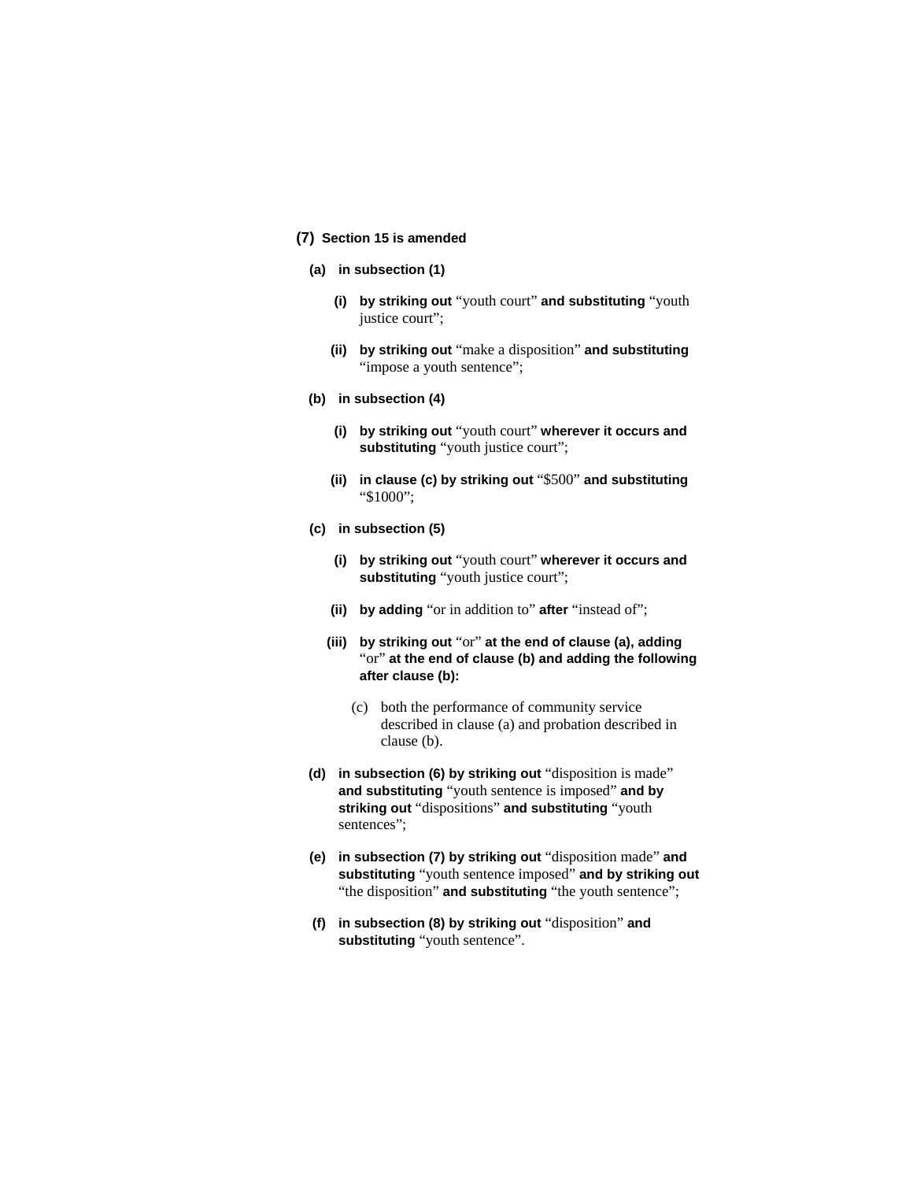**(7) Section 15 is amended**

**(a) in subsection (1)**

**(i) by striking out** "youth court" **and substituting** "youth justice court";

**(ii) by striking out** "make a disposition" **and substituting** "impose a youth sentence";

**(b) in subsection (4)**

**(i) by striking out** "youth court" **wherever it occurs and substituting** "youth justice court";

**(ii) in clause (c) by striking out** "$500" **and substituting** "$1000";

**(c) in subsection (5)**

**(i) by striking out** "youth court" **wherever it occurs and substituting** "youth justice court";

**(ii) by adding** "or in addition to" **after** "instead of";

**(iii) by striking out** "or" **at the end of clause (a), adding** "or" **at the end of clause (b) and adding the following after clause (b):**

(c) both the performance of community service described in clause (a) and probation described in clause (b).

**(d) in subsection (6) by striking out** "disposition is made" **and substituting** "youth sentence is imposed" **and by striking out** "dispositions" **and substituting** "youth sentences";

**(e) in subsection (7) by striking out** "disposition made" **and substituting** "youth sentence imposed" **and by striking out** "the disposition" **and substituting** "the youth sentence";

**(f) in subsection (8) by striking out** "disposition" **and substituting** "youth sentence".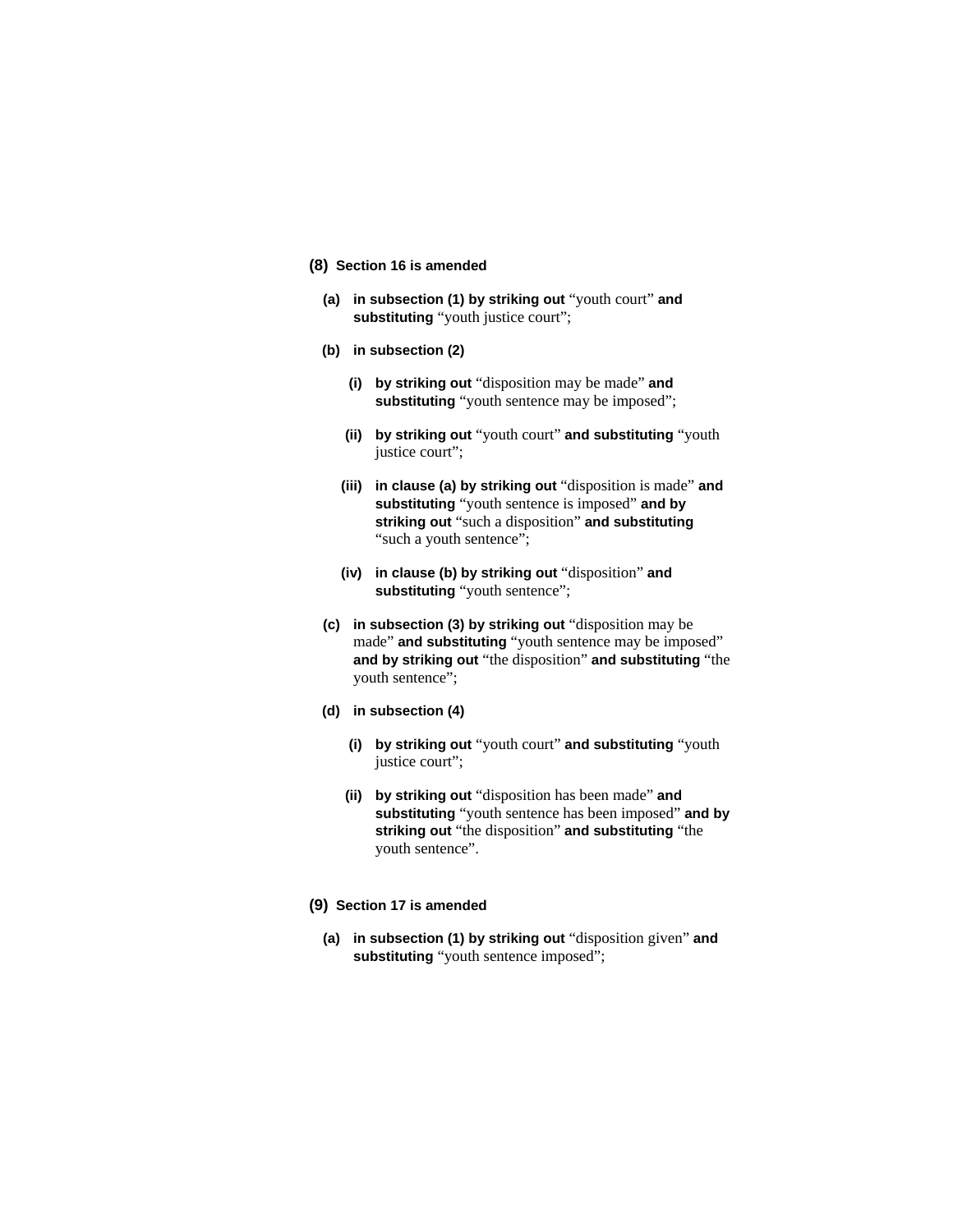**(8)** **Section 16 is amended**

**(a)** **in subsection (1) by striking out** "youth court" **and substituting** "youth justice court";

**(b)** **in subsection (2)**

**(i)** **by striking out** "disposition may be made" **and substituting** "youth sentence may be imposed";

**(ii)** **by striking out** "youth court" **and substituting** "youth justice court";

**(iii)** **in clause (a) by striking out** "disposition is made" **and substituting** "youth sentence is imposed" **and by striking out** "such a disposition" **and substituting** "such a youth sentence";

**(iv)** **in clause (b) by striking out** "disposition" **and substituting** "youth sentence";

**(c)** **in subsection (3) by striking out** "disposition may be made" **and substituting** "youth sentence may be imposed" **and by striking out** "the disposition" **and substituting** "the youth sentence";

**(d)** **in subsection (4)**

**(i)** **by striking out** "youth court" **and substituting** "youth justice court";

**(ii)** **by striking out** "disposition has been made" **and substituting** "youth sentence has been imposed" **and by striking out** "the disposition" **and substituting** "the youth sentence".

**(9)** **Section 17 is amended**

**(a)** **in subsection (1) by striking out** "disposition given" **and substituting** "youth sentence imposed";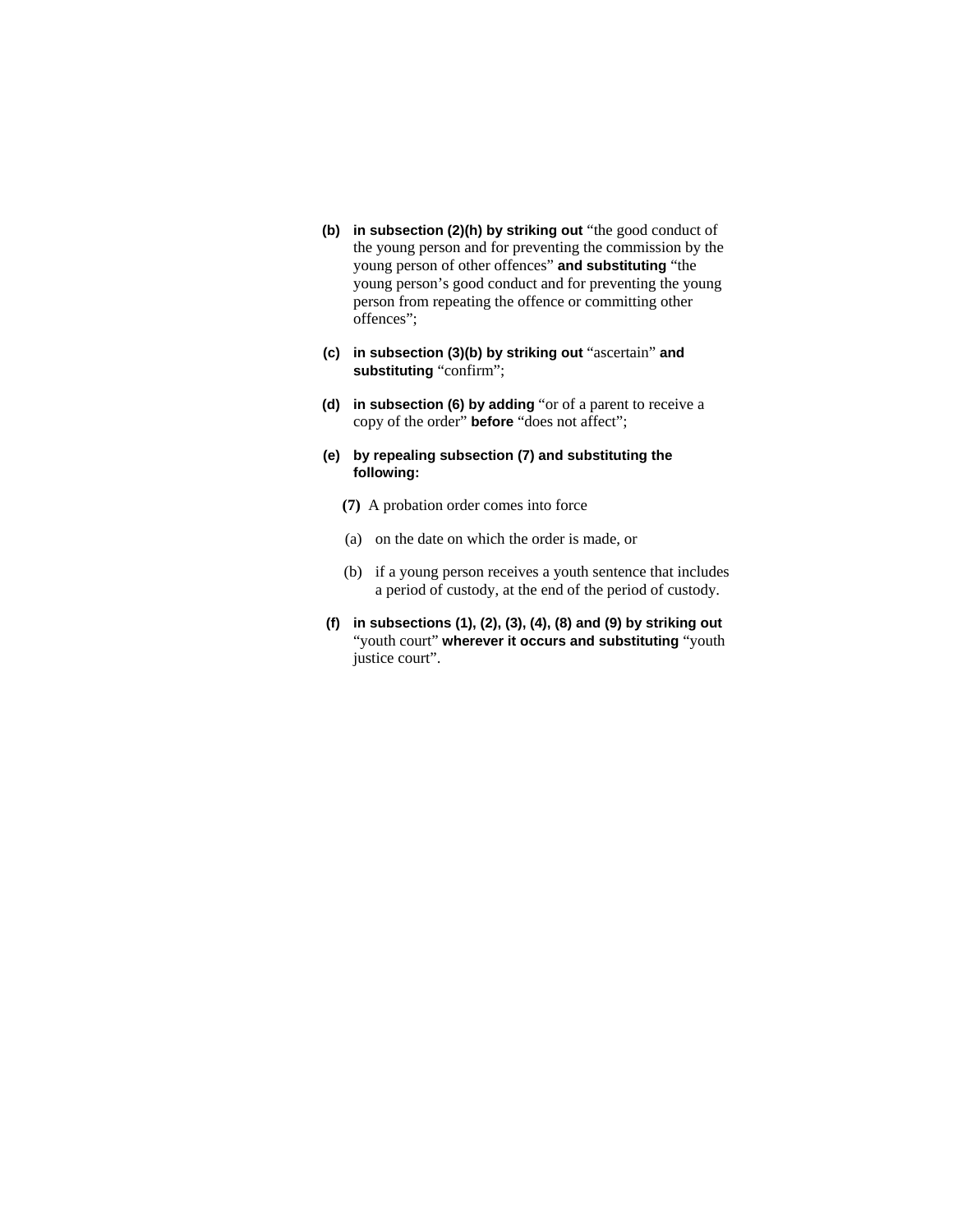**(b)** **in subsection (2)(h) by striking out** “the good conduct of the young person and for preventing the commission by the young person of other offences” **and substituting** “the young person’s good conduct and for preventing the young person from repeating the offence or committing other offences”;

**(c)** **in subsection (3)(b) by striking out** “ascertain” **and substituting** “confirm”;

**(d)** **in subsection (6) by adding** “or of a parent to receive a copy of the order” **before** “does not affect”;

**(e)** **by repealing subsection (7) and substituting the following:**

**(7)** A probation order comes into force

(a) on the date on which the order is made, or

(b) if a young person receives a youth sentence that includes a period of custody, at the end of the period of custody.

**(f)** **in subsections (1), (2), (3), (4), (8) and (9) by striking out** “youth court” **wherever it occurs and substituting** “youth justice court”.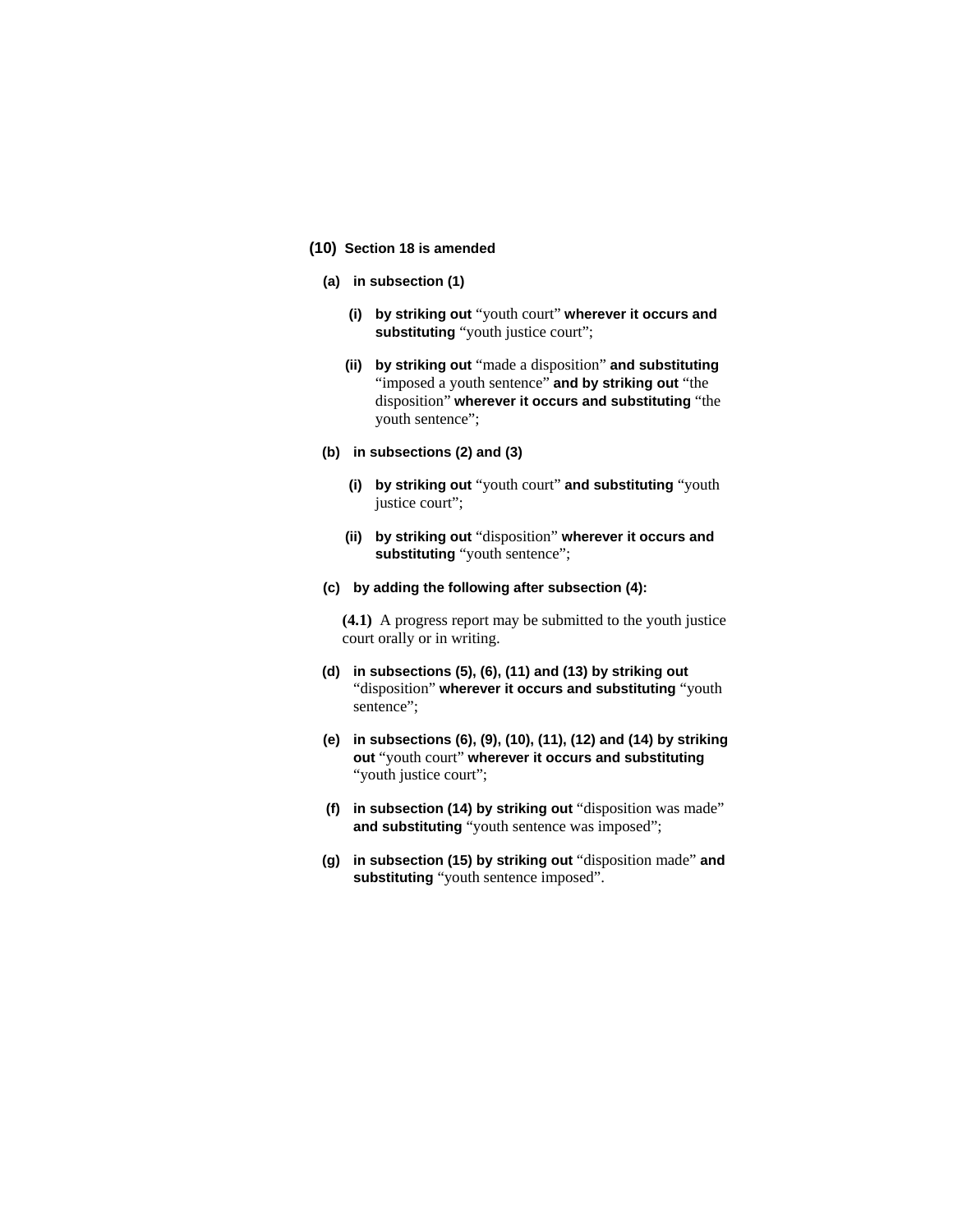**(10)** **Section 18 is amended**

**(a)** **in subsection (1)**

**(i)** **by striking out** "youth court" **wherever it occurs and substituting** "youth justice court";

**(ii)** **by striking out** "made a disposition" **and substituting** "imposed a youth sentence" **and by striking out** "the disposition" **wherever it occurs and substituting** "the youth sentence";

**(b)** **in subsections (2) and (3)**

**(i)** **by striking out** "youth court" **and substituting** "youth justice court";

**(ii)** **by striking out** "disposition" **wherever it occurs and substituting** "youth sentence";

**(c)** **by adding the following after subsection (4):**

**(4.1)** A progress report may be submitted to the youth justice court orally or in writing.

**(d)** **in subsections (5), (6), (11) and (13) by striking out** "disposition" **wherever it occurs and substituting** "youth sentence";

**(e)** **in subsections (6), (9), (10), (11), (12) and (14) by striking out** "youth court" **wherever it occurs and substituting** "youth justice court";

**(f)** **in subsection (14) by striking out** "disposition was made" **and substituting** "youth sentence was imposed";

**(g)** **in subsection (15) by striking out** "disposition made" **and substituting** "youth sentence imposed".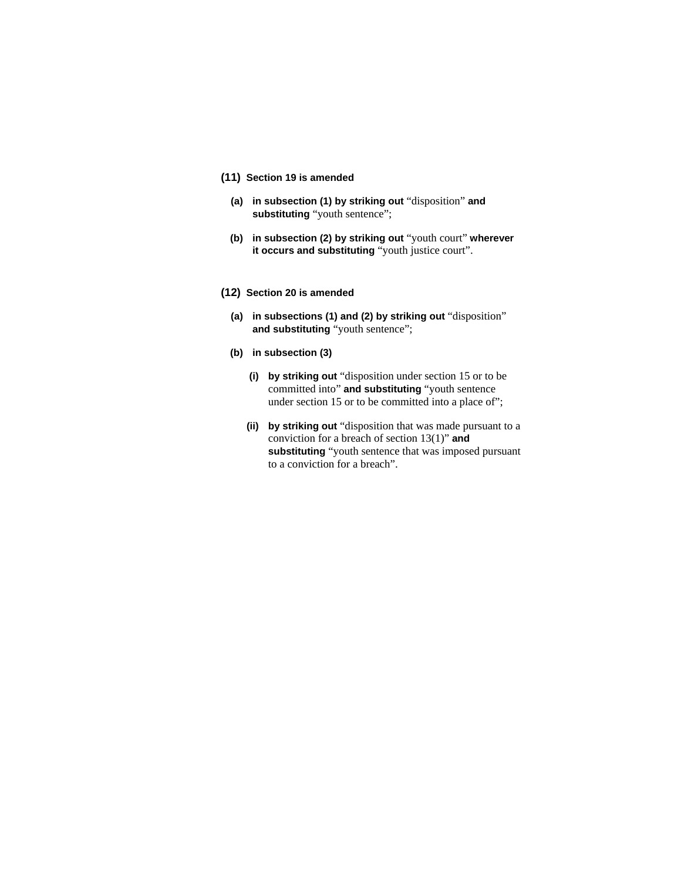**(11)** **Section 19 is amended**

**(a)** **in subsection (1) by striking out** "disposition" **and substituting** "youth sentence";

**(b)** **in subsection (2) by striking out** "youth court" **wherever it occurs and substituting** "youth justice court".

**(12)** **Section 20 is amended**

**(a)** **in subsections (1) and (2) by striking out** "disposition" **and substituting** "youth sentence";

**(b)** **in subsection (3)**

**(i)** **by striking out** "disposition under section 15 or to be committed into" **and substituting** "youth sentence under section 15 or to be committed into a place of";

**(ii)** **by striking out** "disposition that was made pursuant to a conviction for a breach of section 13(1)" **and substituting** "youth sentence that was imposed pursuant to a conviction for a breach".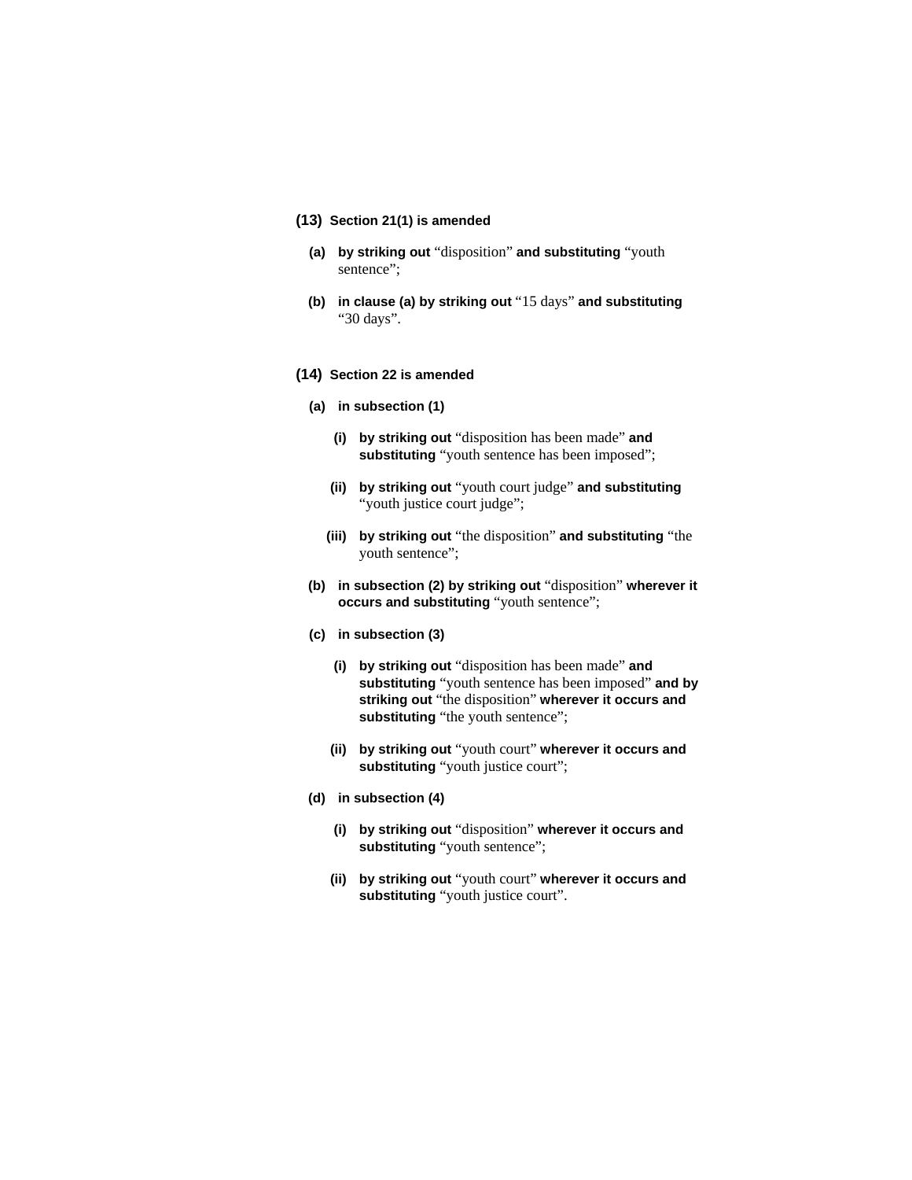**(13) Section 21(1) is amended**

**(a) by striking out** "disposition" **and substituting** "youth sentence";

**(b) in clause (a) by striking out** "15 days" **and substituting** "30 days".

**(14) Section 22 is amended**

**(a) in subsection (1)**

**(i) by striking out** "disposition has been made" **and substituting** "youth sentence has been imposed";

**(ii) by striking out** "youth court judge" **and substituting** "youth justice court judge";

**(iii) by striking out** "the disposition" **and substituting** "the youth sentence";

**(b) in subsection (2) by striking out** "disposition" **wherever it occurs and substituting** "youth sentence";

**(c) in subsection (3)**

**(i) by striking out** "disposition has been made" **and substituting** "youth sentence has been imposed" **and by striking out** "the disposition" **wherever it occurs and substituting** "the youth sentence";

**(ii) by striking out** "youth court" **wherever it occurs and substituting** "youth justice court";

**(d) in subsection (4)**

**(i) by striking out** "disposition" **wherever it occurs and substituting** "youth sentence";

**(ii) by striking out** "youth court" **wherever it occurs and substituting** "youth justice court".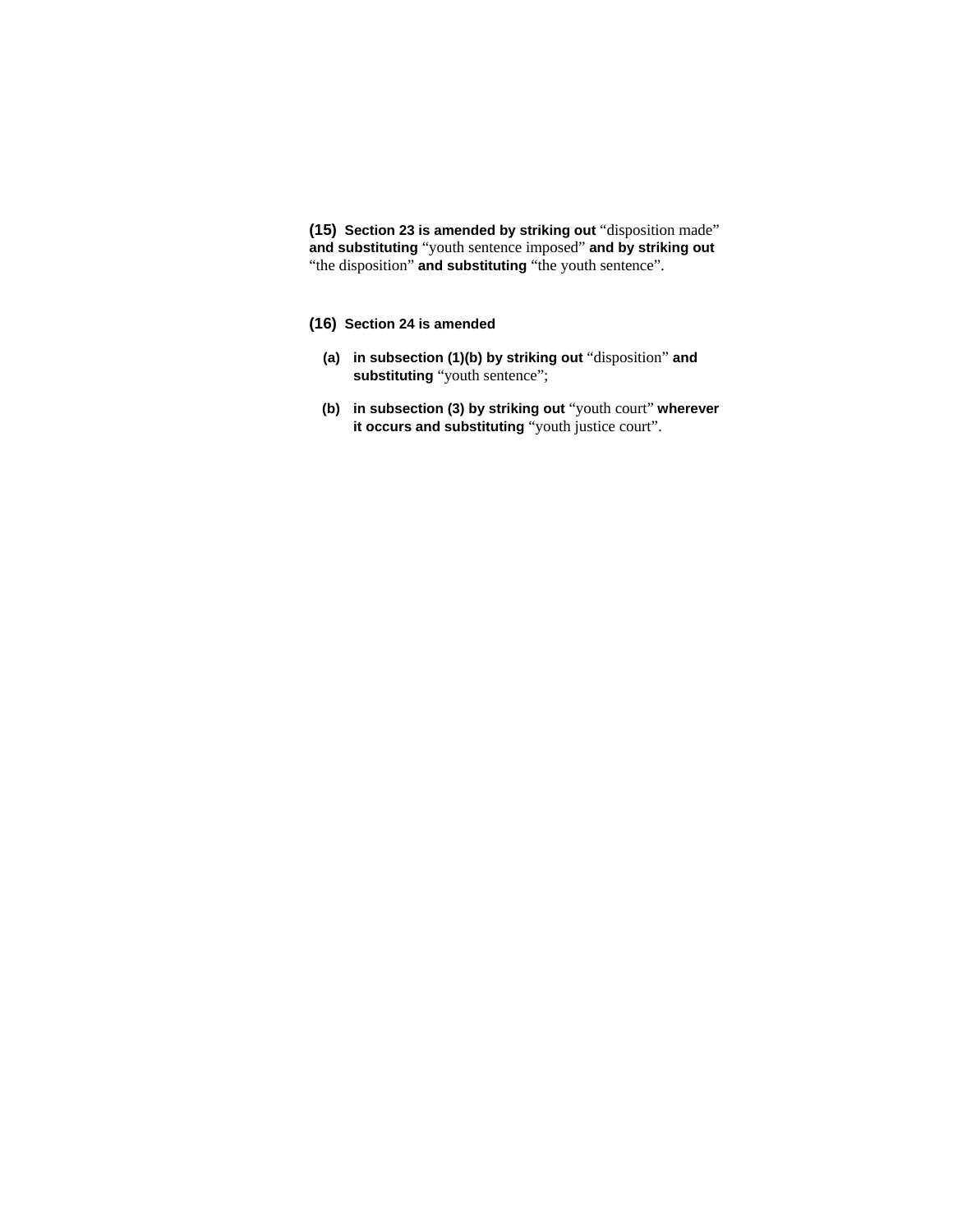**(15)** **Section 23 is amended by striking out** "disposition made" **and substituting** "youth sentence imposed" **and by striking out** "the disposition" **and substituting** "the youth sentence".

**(16)** **Section 24 is amended**

- **(a)** **in subsection (1)(b) by striking out** "disposition" **and substituting** "youth sentence";
- **(b)** **in subsection (3) by striking out** "youth court" **wherever it occurs and substituting** "youth justice court".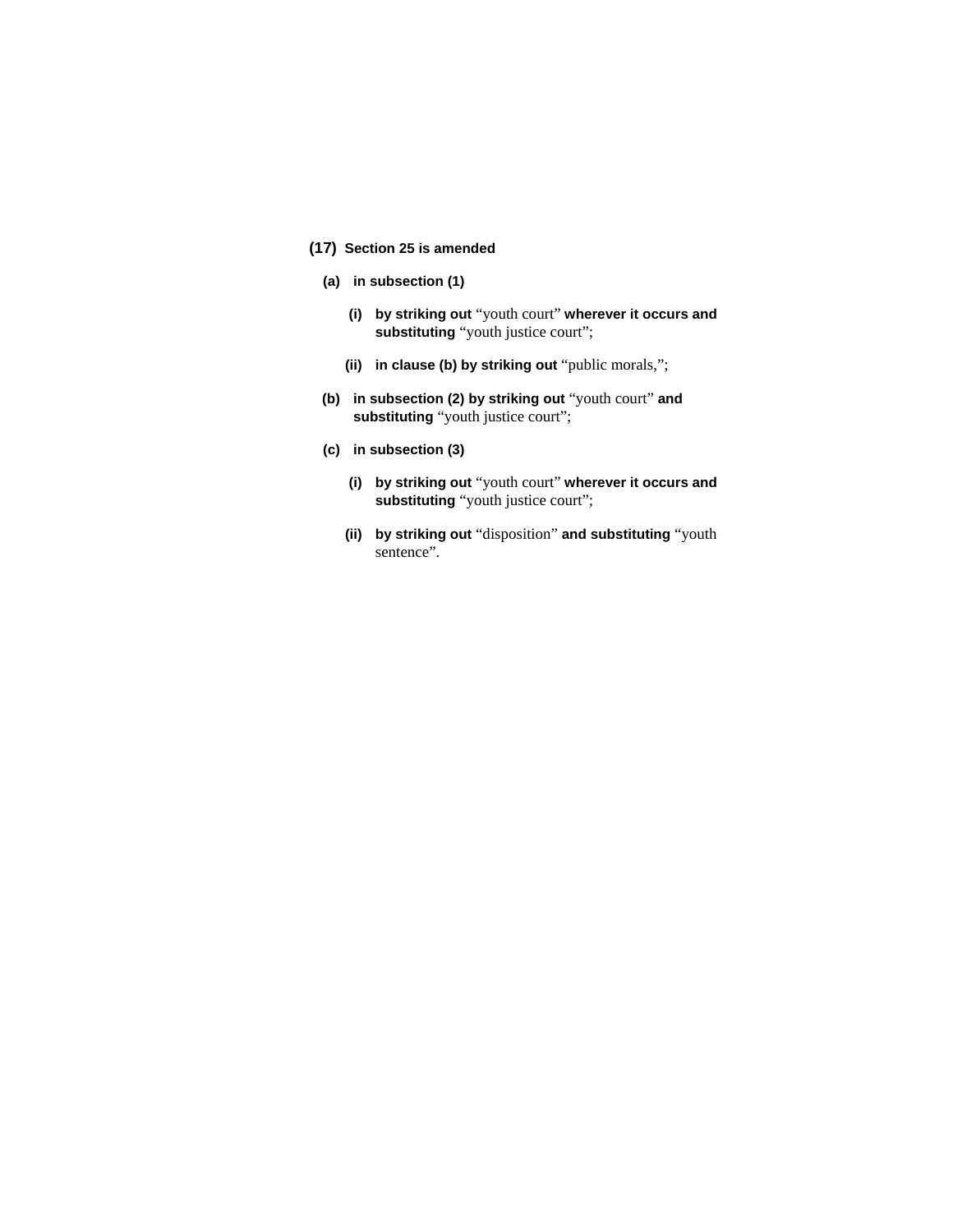**(17) Section 25 is amended**

**(a) in subsection (1)**

**(i) by striking out** “youth court” **wherever it occurs and substituting** “youth justice court”;

**(ii) in clause (b) by striking out** “public morals,”;

**(b) in subsection (2) by striking out** “youth court” **and substituting** “youth justice court”;

**(c) in subsection (3)**

**(i) by striking out** “youth court” **wherever it occurs and substituting** “youth justice court”;

**(ii) by striking out** “disposition” **and substituting** “youth sentence”.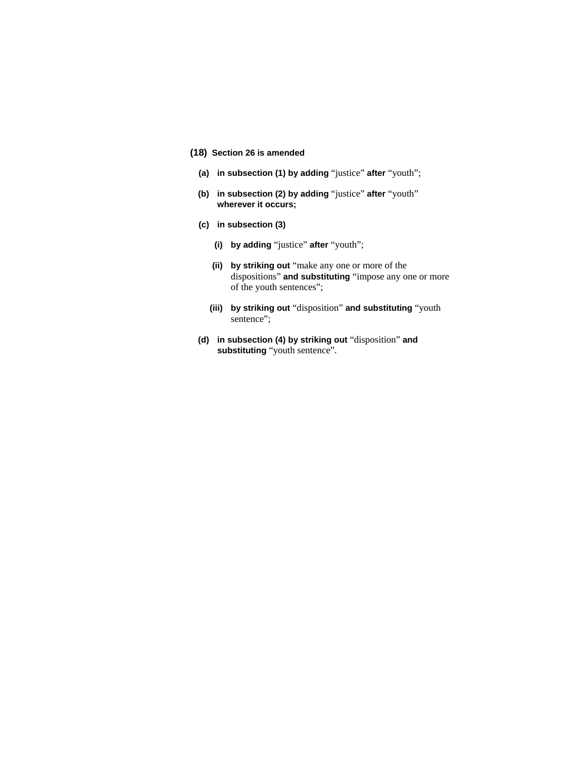**(18) Section 26 is amended**

**(a) in subsection (1) by adding** “justice” **after** “youth”;

**(b) in subsection (2) by adding** “justice” **after** “youth” **wherever it occurs;**

**(c) in subsection (3)**

**(i) by adding** “justice” **after** “youth”;

**(ii) by striking out** “make any one or more of the dispositions” **and substituting** “impose any one or more of the youth sentences”;

**(iii) by striking out** “disposition” **and substituting** “youth sentence”;

**(d) in subsection (4) by striking out** “disposition” **and substituting** “youth sentence”.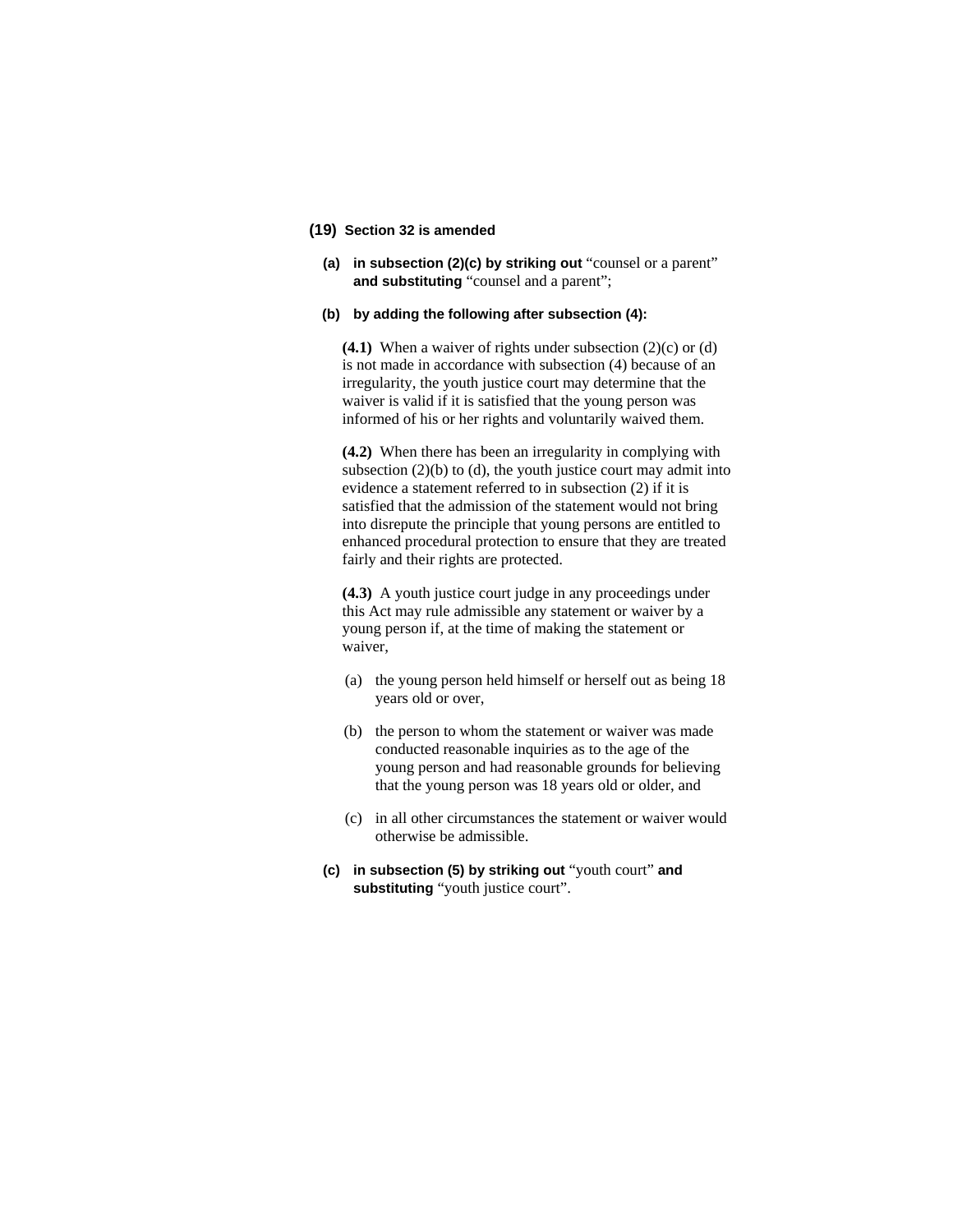**(19) Section 32 is amended**

**(a) in subsection (2)(c) by striking out** "counsel or a parent" **and substituting** "counsel and a parent";

**(b) by adding the following after subsection (4):**

**(4.1)** When a waiver of rights under subsection (2)(c) or (d) is not made in accordance with subsection (4) because of an irregularity, the youth justice court may determine that the waiver is valid if it is satisfied that the young person was informed of his or her rights and voluntarily waived them.

**(4.2)** When there has been an irregularity in complying with subsection (2)(b) to (d), the youth justice court may admit into evidence a statement referred to in subsection (2) if it is satisfied that the admission of the statement would not bring into disrepute the principle that young persons are entitled to enhanced procedural protection to ensure that they are treated fairly and their rights are protected.

**(4.3)** A youth justice court judge in any proceedings under this Act may rule admissible any statement or waiver by a young person if, at the time of making the statement or waiver,

(a) the young person held himself or herself out as being 18 years old or over,

(b) the person to whom the statement or waiver was made conducted reasonable inquiries as to the age of the young person and had reasonable grounds for believing that the young person was 18 years old or older, and

(c) in all other circumstances the statement or waiver would otherwise be admissible.

**(c) in subsection (5) by striking out** "youth court" **and substituting** "youth justice court".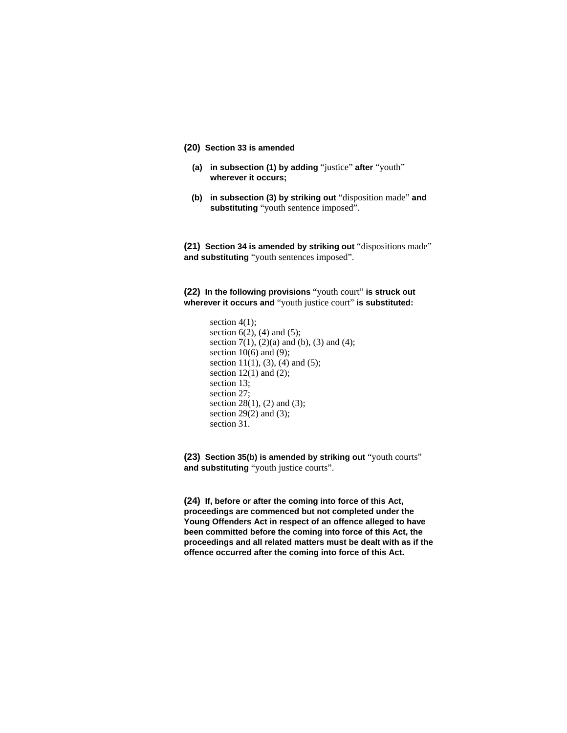**(20) Section 33 is amended**

**(a) in subsection (1) by adding** “justice” **after** “youth” **wherever it occurs;**

**(b) in subsection (3) by striking out** “disposition made” **and substituting** “youth sentence imposed”.

**(21) Section 34 is amended by striking out** “dispositions made” **and substituting** “youth sentences imposed”.

**(22) In the following provisions** “youth court” **is struck out wherever it occurs and** “youth justice court” **is substituted:**

section 4(1);
section 6(2), (4) and (5);
section 7(1), (2)(a) and (b), (3) and (4);
section 10(6) and (9);
section 11(1), (3), (4) and (5);
section 12(1) and (2);
section 13;
section 27;
section 28(1), (2) and (3);
section 29(2) and (3);
section 31.

**(23) Section 35(b) is amended by striking out** “youth courts” **and substituting** “youth justice courts”.

**(24) If, before or after the coming into force of this Act, proceedings are commenced but not completed under the Young Offenders Act in respect of an offence alleged to have been committed before the coming into force of this Act, the proceedings and all related matters must be dealt with as if the offence occurred after the coming into force of this Act.**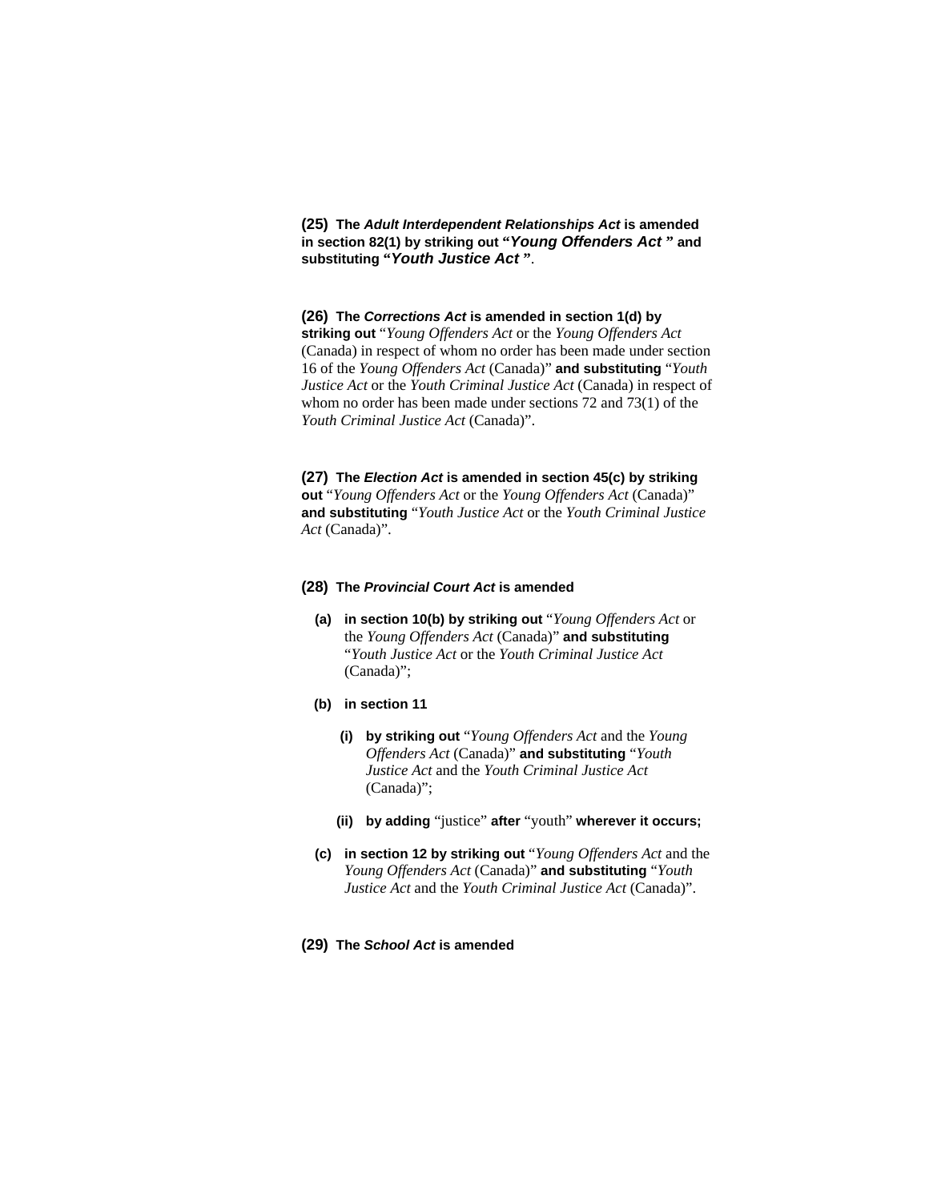**(25) The *Adult Interdependent Relationships Act* is amended in section 82(1) by striking out "*Young Offenders Act* " and substituting "*Youth Justice Act* "**.

**(26) The *Corrections Act* is amended in section 1(d) by striking out** "*Young Offenders Act* or the *Young Offenders Act* (Canada) in respect of whom no order has been made under section 16 of the *Young Offenders Act* (Canada)" **and substituting** "*Youth Justice Act* or the *Youth Criminal Justice Act* (Canada) in respect of whom no order has been made under sections 72 and 73(1) of the *Youth Criminal Justice Act* (Canada)".

**(27) The *Election Act* is amended in section 45(c) by striking out** "*Young Offenders Act* or the *Young Offenders Act* (Canada)" **and substituting** "*Youth Justice Act* or the *Youth Criminal Justice Act* (Canada)".

**(28) The *Provincial Court Act* is amended**

- **(a) in section 10(b) by striking out** "*Young Offenders Act* or the *Young Offenders Act* (Canada)" **and substituting** "*Youth Justice Act* or the *Youth Criminal Justice Act* (Canada)";
- **(b) in section 11**
  - **(i) by striking out** "*Young Offenders Act* and the *Young Offenders Act* (Canada)" **and substituting** "*Youth Justice Act* and the *Youth Criminal Justice Act* (Canada)";
  - **(ii) by adding** "justice" **after** "youth" **wherever it occurs;**
- **(c) in section 12 by striking out** "*Young Offenders Act* and the *Young Offenders Act* (Canada)" **and substituting** "*Youth Justice Act* and the *Youth Criminal Justice Act* (Canada)".

**(29) The *School Act* is amended**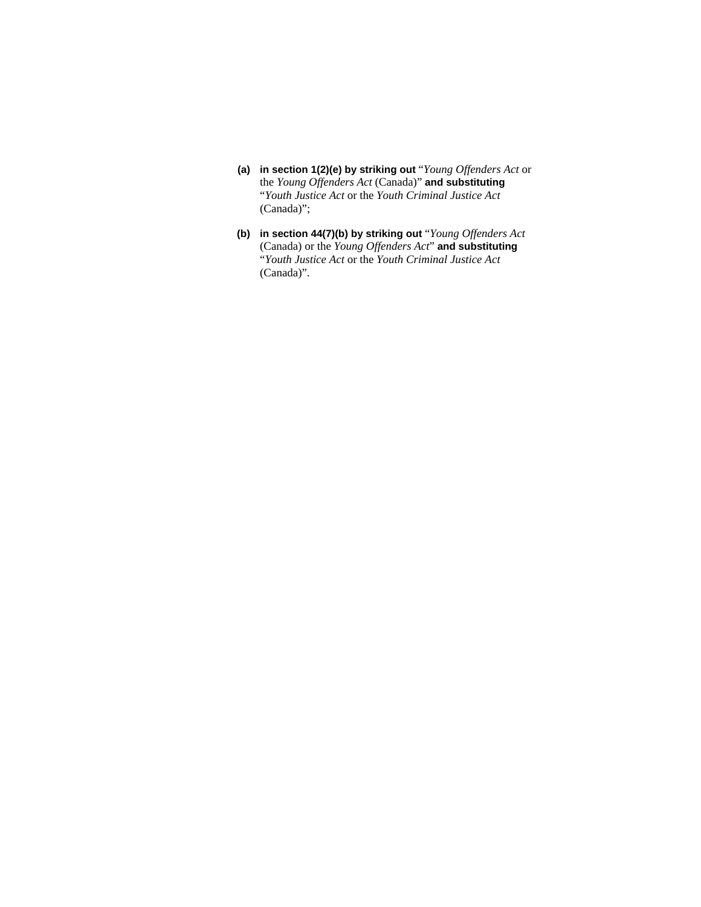**(a)** **in section 1(2)(e) by striking out** “*Young Offenders Act* or the *Young Offenders Act* (Canada)” **and substituting** “*Youth Justice Act* or the *Youth Criminal Justice Act* (Canada)”;

**(b)** **in section 44(7)(b) by striking out** “*Young Offenders Act* (Canada) or the *Young Offenders Act*” **and substituting** “*Youth Justice Act* or the *Youth Criminal Justice Act* (Canada)”.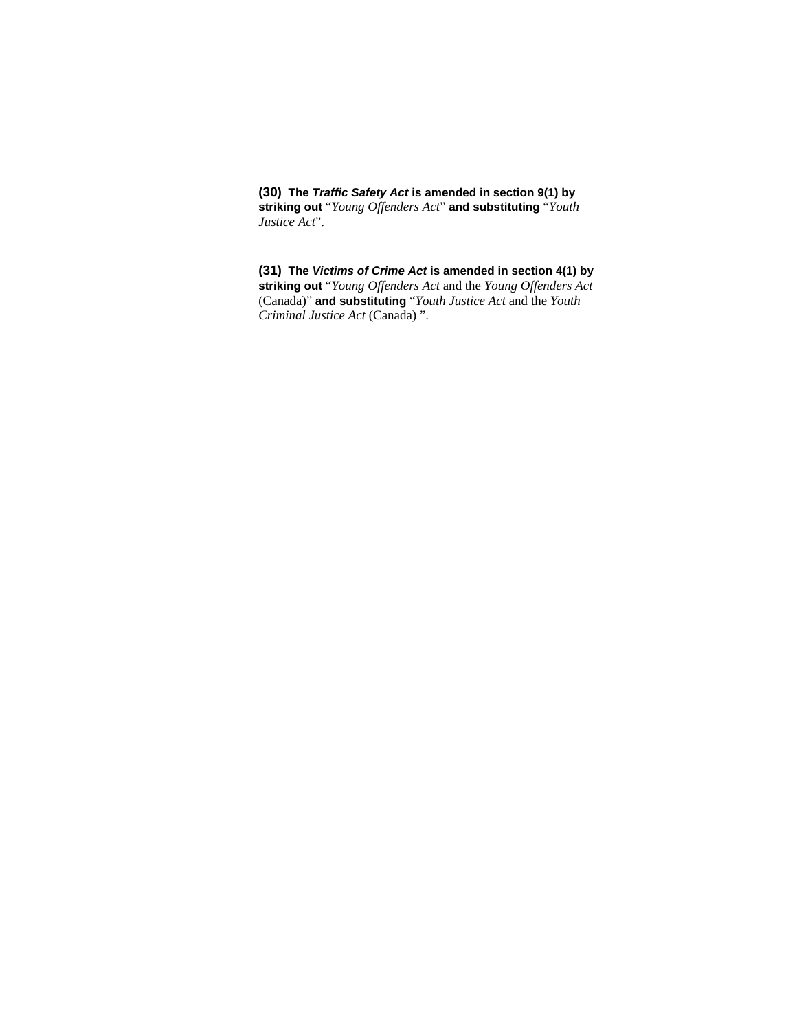**(30)** **The *Traffic Safety Act* is amended in section 9(1) by striking out** "*Young Offenders Act*" **and substituting** "*Youth Justice Act*".

**(31)** **The *Victims of Crime Act* is amended in section 4(1) by striking out** "*Young Offenders Act* and the *Young Offenders Act* (Canada)" **and substituting** "*Youth Justice Act* and the *Youth Criminal Justice Act* (Canada) ".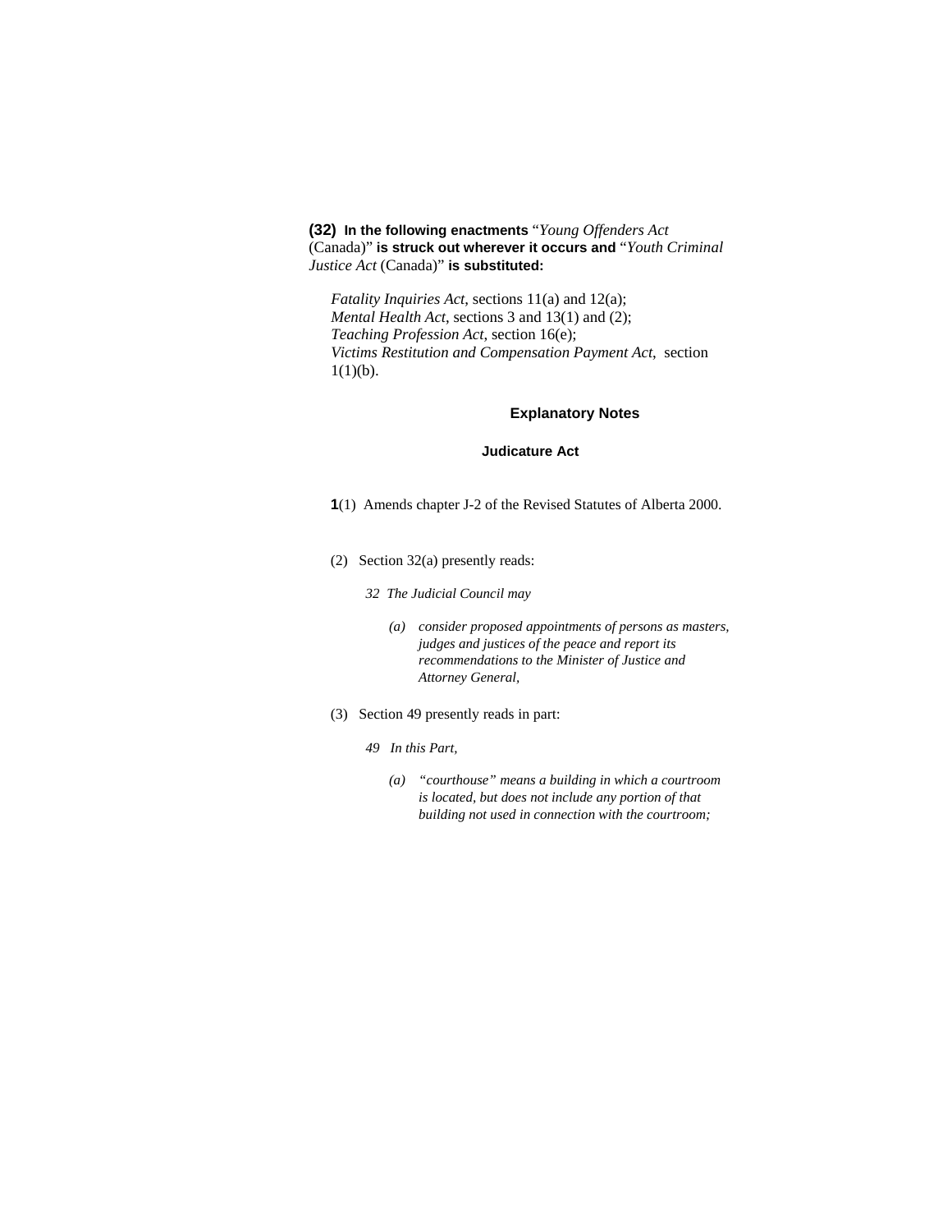**(32) In the following enactments** "*Young Offenders Act* (Canada)" **is struck out wherever it occurs and** "*Youth Criminal Justice Act* (Canada)" **is substituted:**

*Fatality Inquiries Act*, sections 11(a) and 12(a);
*Mental Health Act*, sections 3 and 13(1) and (2);
*Teaching Profession Act*, section 16(e);
*Victims Restitution and Compensation Payment Act*, section 1(1)(b).

## Explanatory Notes

### Judicature Act

**1**(1) Amends chapter J-2 of the Revised Statutes of Alberta 2000.

(2) Section 32(a) presently reads:

*32 The Judicial Council may*

*(a) consider proposed appointments of persons as masters, judges and justices of the peace and report its recommendations to the Minister of Justice and Attorney General,*

(3) Section 49 presently reads in part:

*49 In this Part,*

*(a) "courthouse" means a building in which a courtroom is located, but does not include any portion of that building not used in connection with the courtroom;*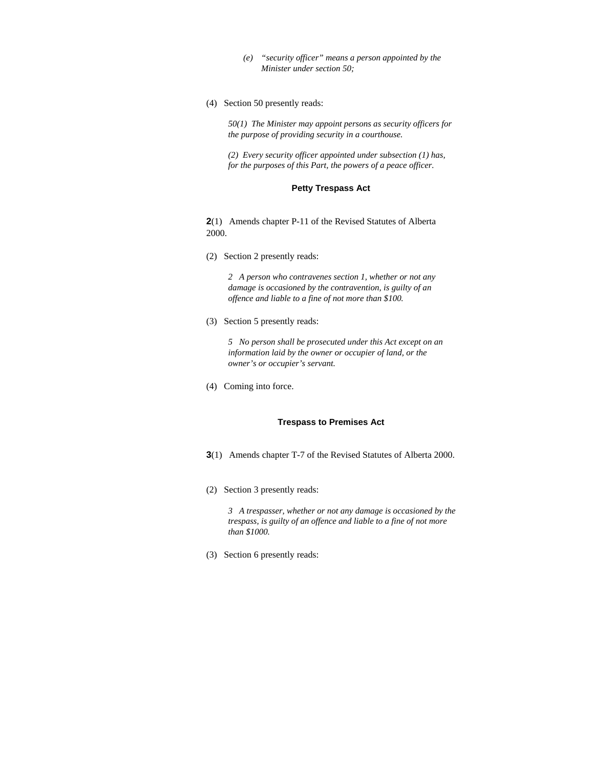*(e) "security officer" means a person appointed by the Minister under section 50;*

(4) Section 50 presently reads:

*50(1) The Minister may appoint persons as security officers for the purpose of providing security in a courthouse.*

*(2) Every security officer appointed under subsection (1) has, for the purposes of this Part, the powers of a peace officer.*

### Petty Trespass Act

**2**(1) Amends chapter P-11 of the Revised Statutes of Alberta 2000.

(2) Section 2 presently reads:

*2 A person who contravenes section 1, whether or not any damage is occasioned by the contravention, is guilty of an offence and liable to a fine of not more than $100.*

(3) Section 5 presently reads:

*5 No person shall be prosecuted under this Act except on an information laid by the owner or occupier of land, or the owner's or occupier's servant.*

(4) Coming into force.

### Trespass to Premises Act

**3**(1) Amends chapter T-7 of the Revised Statutes of Alberta 2000.

(2) Section 3 presently reads:

*3 A trespasser, whether or not any damage is occasioned by the trespass, is guilty of an offence and liable to a fine of not more than $1000.*

(3) Section 6 presently reads: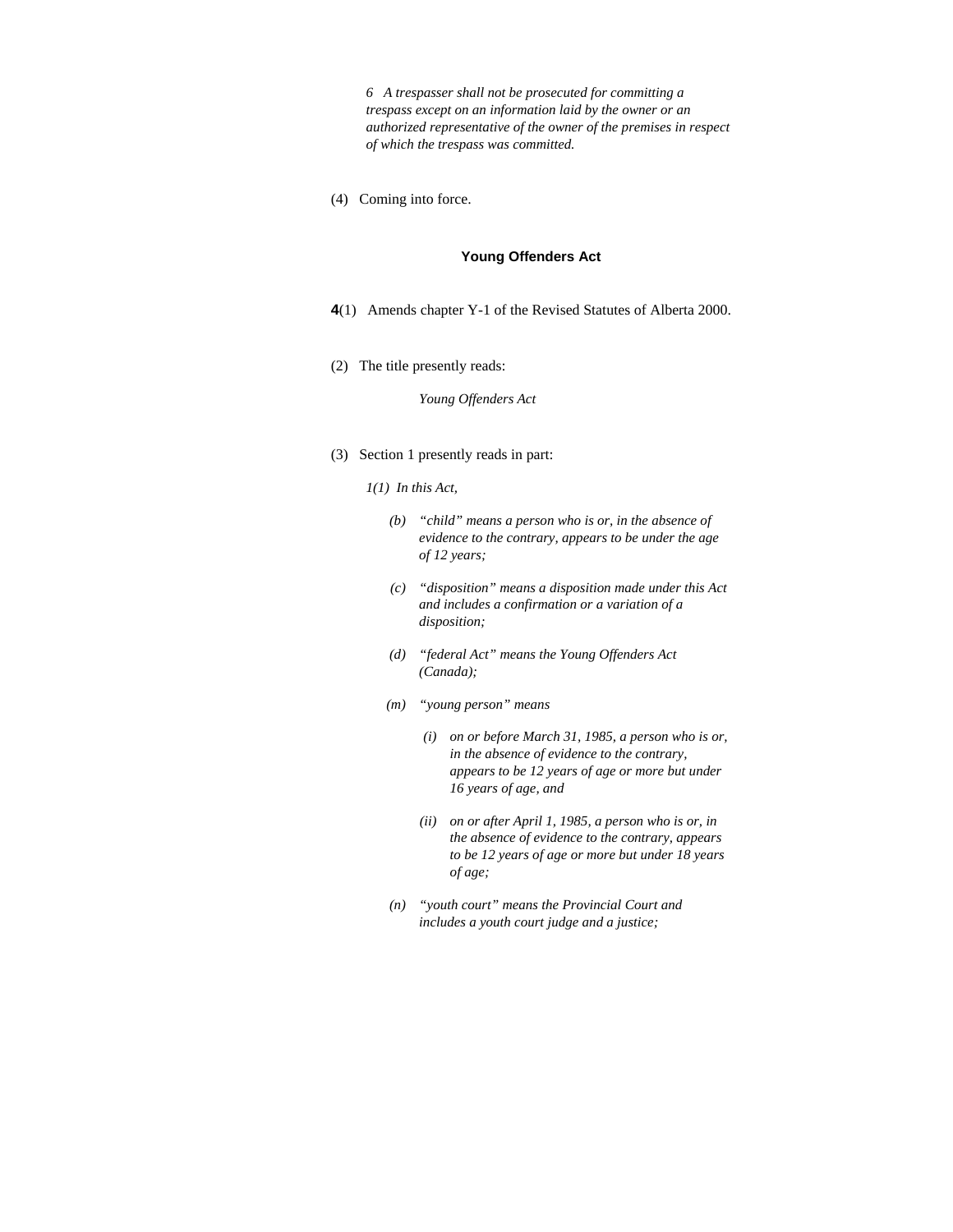*6 A trespasser shall not be prosecuted for committing a trespass except on an information laid by the owner or an authorized representative of the owner of the premises in respect of which the trespass was committed.*

(4) Coming into force.

### Young Offenders Act

**4**(1) Amends chapter Y-1 of the Revised Statutes of Alberta 2000.

(2) The title presently reads:

*Young Offenders Act*

(3) Section 1 presently reads in part:

*1(1) In this Act,*

*(b) "child" means a person who is or, in the absence of evidence to the contrary, appears to be under the age of 12 years;*

*(c) "disposition" means a disposition made under this Act and includes a confirmation or a variation of a disposition;*

*(d) "federal Act" means the Young Offenders Act (Canada);*

*(m) "young person" means*

*(i) on or before March 31, 1985, a person who is or, in the absence of evidence to the contrary, appears to be 12 years of age or more but under 16 years of age, and*

*(ii) on or after April 1, 1985, a person who is or, in the absence of evidence to the contrary, appears to be 12 years of age or more but under 18 years of age;*

*(n) "youth court" means the Provincial Court and includes a youth court judge and a justice;*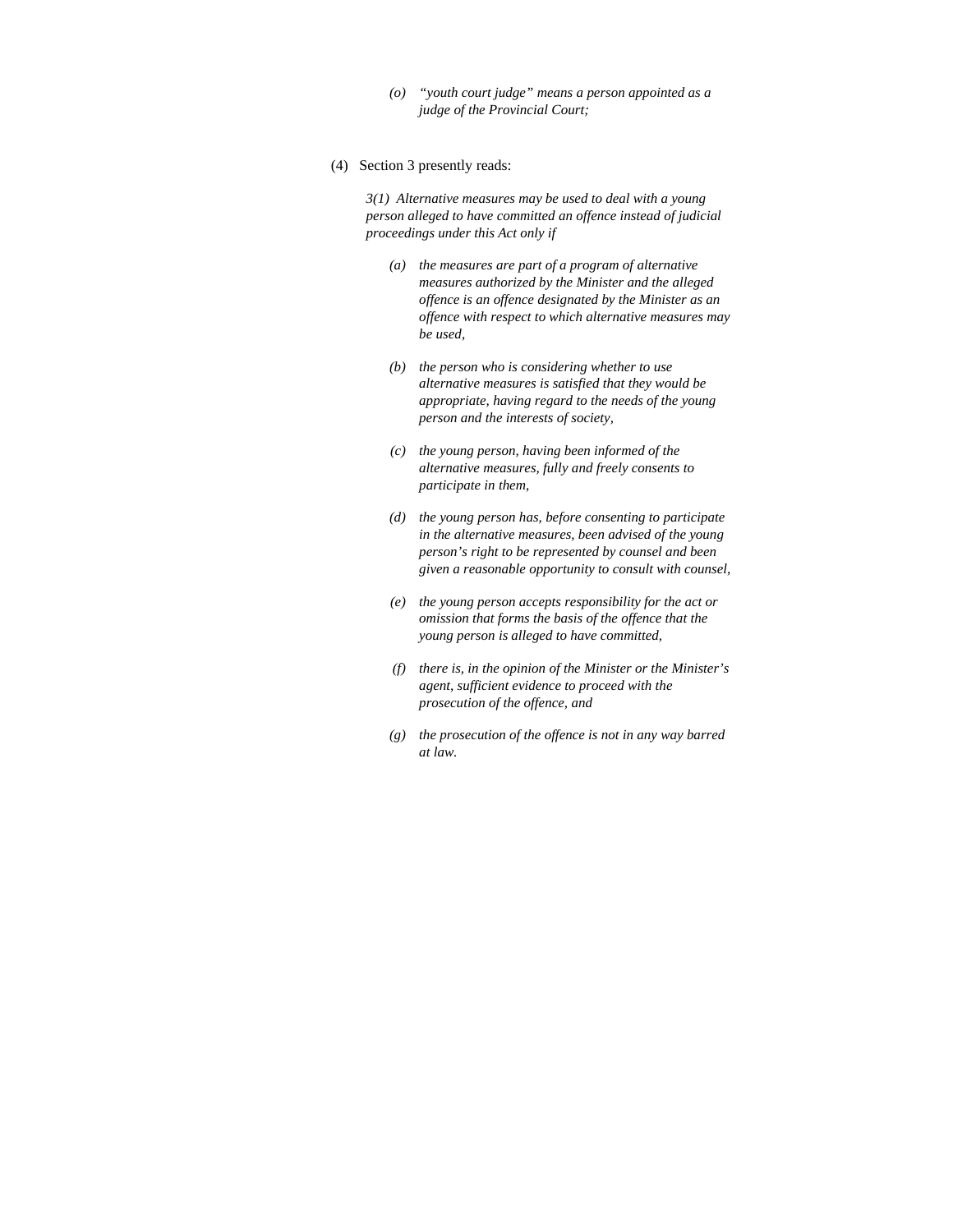*(o) "youth court judge" means a person appointed as a judge of the Provincial Court;*

(4) Section 3 presently reads:

*3(1) Alternative measures may be used to deal with a young person alleged to have committed an offence instead of judicial proceedings under this Act only if*

*(a) the measures are part of a program of alternative measures authorized by the Minister and the alleged offence is an offence designated by the Minister as an offence with respect to which alternative measures may be used,*

*(b) the person who is considering whether to use alternative measures is satisfied that they would be appropriate, having regard to the needs of the young person and the interests of society,*

*(c) the young person, having been informed of the alternative measures, fully and freely consents to participate in them,*

*(d) the young person has, before consenting to participate in the alternative measures, been advised of the young person's right to be represented by counsel and been given a reasonable opportunity to consult with counsel,*

*(e) the young person accepts responsibility for the act or omission that forms the basis of the offence that the young person is alleged to have committed,*

*(f) there is, in the opinion of the Minister or the Minister's agent, sufficient evidence to proceed with the prosecution of the offence, and*

*(g) the prosecution of the offence is not in any way barred at law.*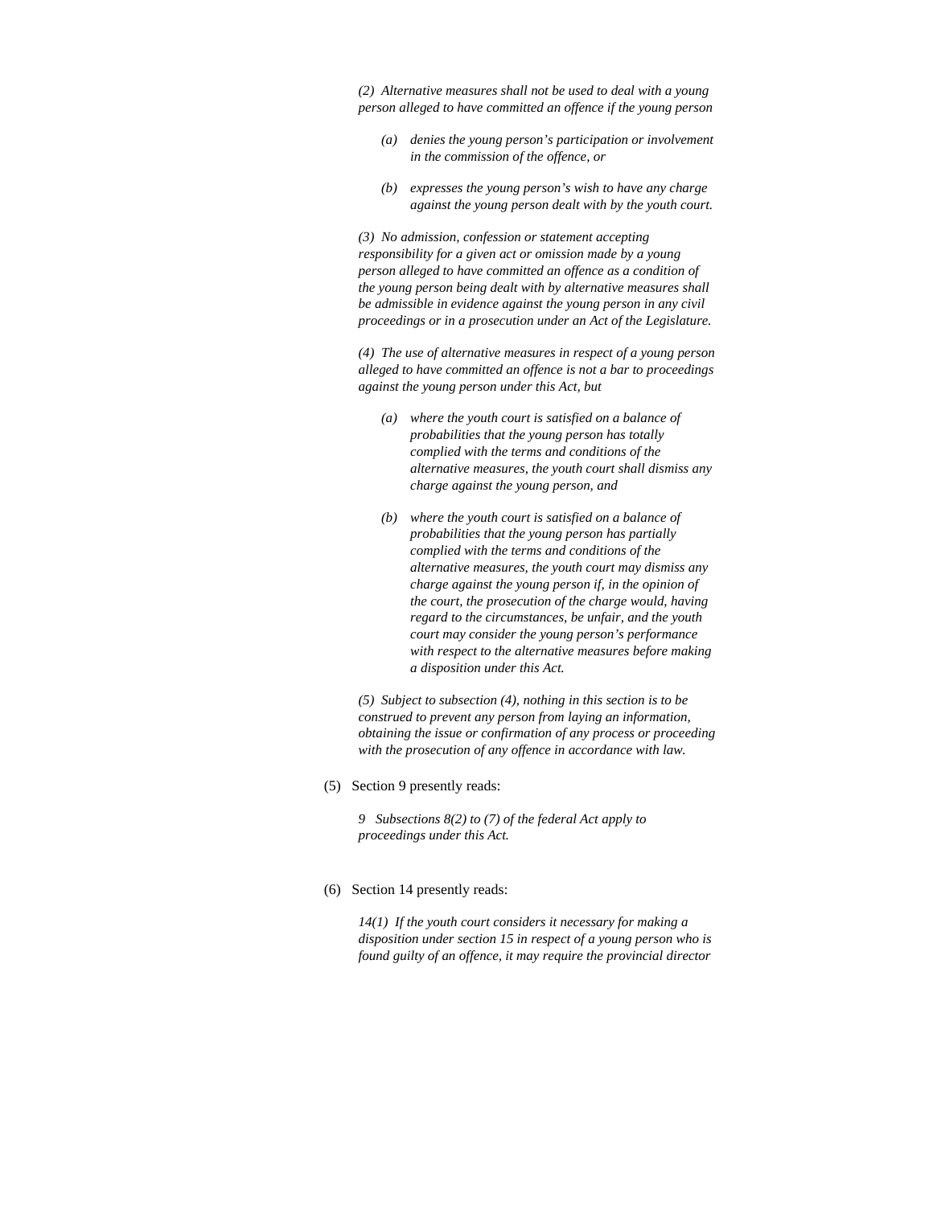*(2) Alternative measures shall not be used to deal with a young person alleged to have committed an offence if the young person*

> *(a) denies the young person's participation or involvement in the commission of the offence, or*
>
> *(b) expresses the young person's wish to have any charge against the young person dealt with by the youth court.*

*(3) No admission, confession or statement accepting responsibility for a given act or omission made by a young person alleged to have committed an offence as a condition of the young person being dealt with by alternative measures shall be admissible in evidence against the young person in any civil proceedings or in a prosecution under an Act of the Legislature.*

*(4) The use of alternative measures in respect of a young person alleged to have committed an offence is not a bar to proceedings against the young person under this Act, but*

> *(a) where the youth court is satisfied on a balance of probabilities that the young person has totally complied with the terms and conditions of the alternative measures, the youth court shall dismiss any charge against the young person, and*
>
> *(b) where the youth court is satisfied on a balance of probabilities that the young person has partially complied with the terms and conditions of the alternative measures, the youth court may dismiss any charge against the young person if, in the opinion of the court, the prosecution of the charge would, having regard to the circumstances, be unfair, and the youth court may consider the young person's performance with respect to the alternative measures before making a disposition under this Act.*

*(5) Subject to subsection (4), nothing in this section is to be construed to prevent any person from laying an information, obtaining the issue or confirmation of any process or proceeding with the prosecution of any offence in accordance with law.*

(5) Section 9 presently reads:

*9 Subsections 8(2) to (7) of the federal Act apply to proceedings under this Act.*

(6) Section 14 presently reads:

*14(1) If the youth court considers it necessary for making a disposition under section 15 in respect of a young person who is found guilty of an offence, it may require the provincial director*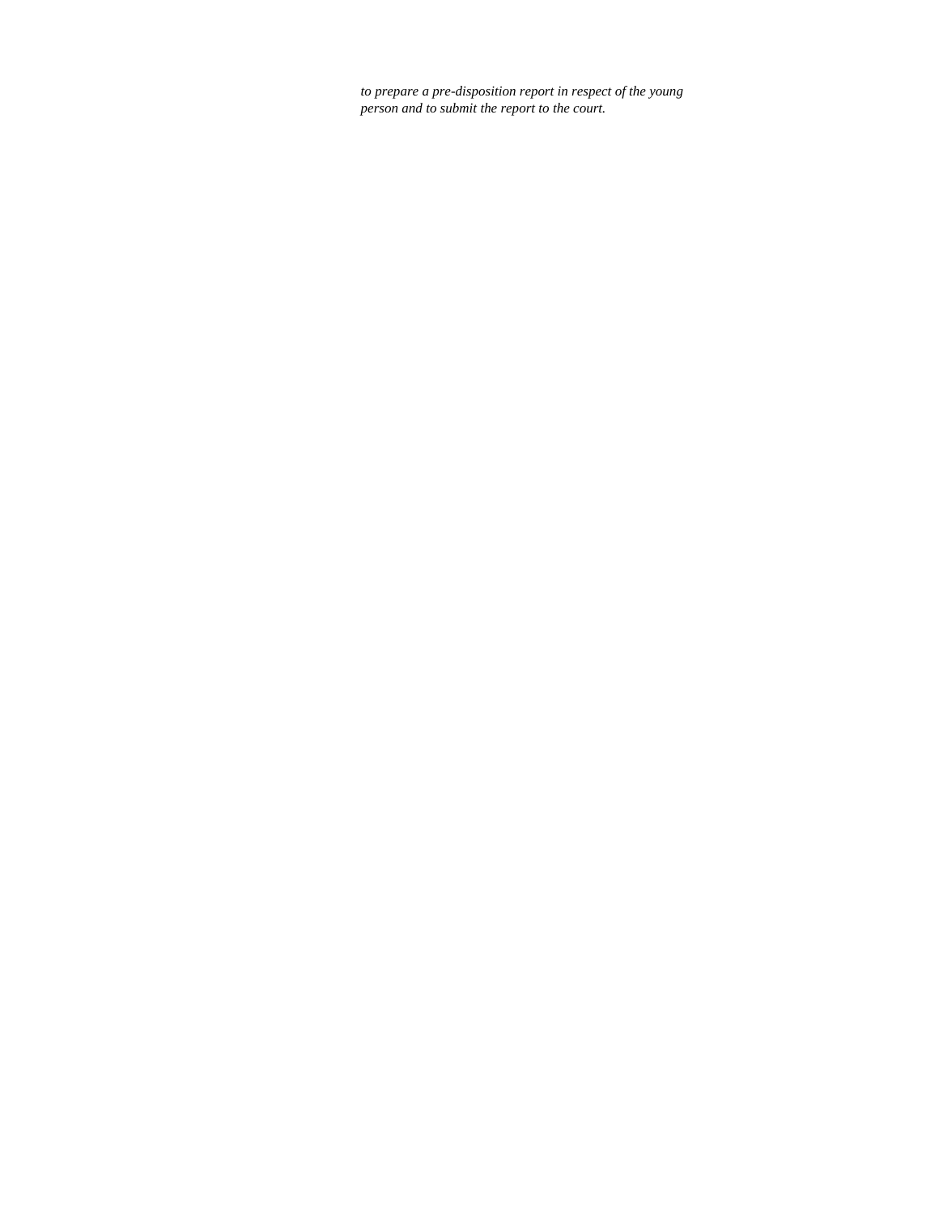*to prepare a pre-disposition report in respect of the young person and to submit the report to the court.*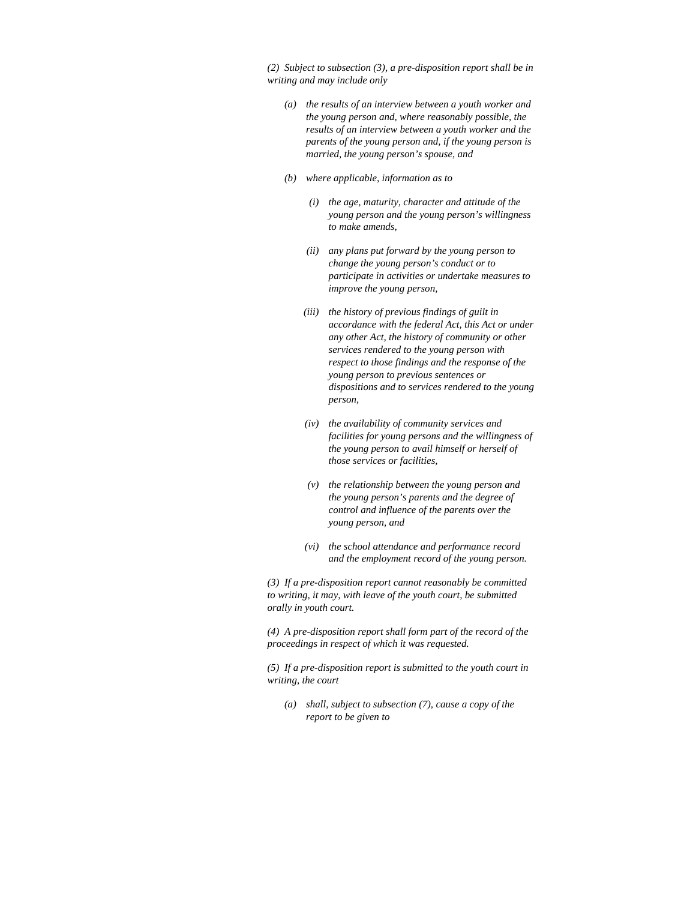*(2) Subject to subsection (3), a pre-disposition report shall be in writing and may include only*

*(a) the results of an interview between a youth worker and the young person and, where reasonably possible, the results of an interview between a youth worker and the parents of the young person and, if the young person is married, the young person's spouse, and*

*(b) where applicable, information as to*

*(i) the age, maturity, character and attitude of the young person and the young person's willingness to make amends,*

*(ii) any plans put forward by the young person to change the young person's conduct or to participate in activities or undertake measures to improve the young person,*

*(iii) the history of previous findings of guilt in accordance with the federal Act, this Act or under any other Act, the history of community or other services rendered to the young person with respect to those findings and the response of the young person to previous sentences or dispositions and to services rendered to the young person,*

*(iv) the availability of community services and facilities for young persons and the willingness of the young person to avail himself or herself of those services or facilities,*

*(v) the relationship between the young person and the young person's parents and the degree of control and influence of the parents over the young person, and*

*(vi) the school attendance and performance record and the employment record of the young person.*

*(3) If a pre-disposition report cannot reasonably be committed to writing, it may, with leave of the youth court, be submitted orally in youth court.*

*(4) A pre-disposition report shall form part of the record of the proceedings in respect of which it was requested.*

*(5) If a pre-disposition report is submitted to the youth court in writing, the court*

*(a) shall, subject to subsection (7), cause a copy of the report to be given to*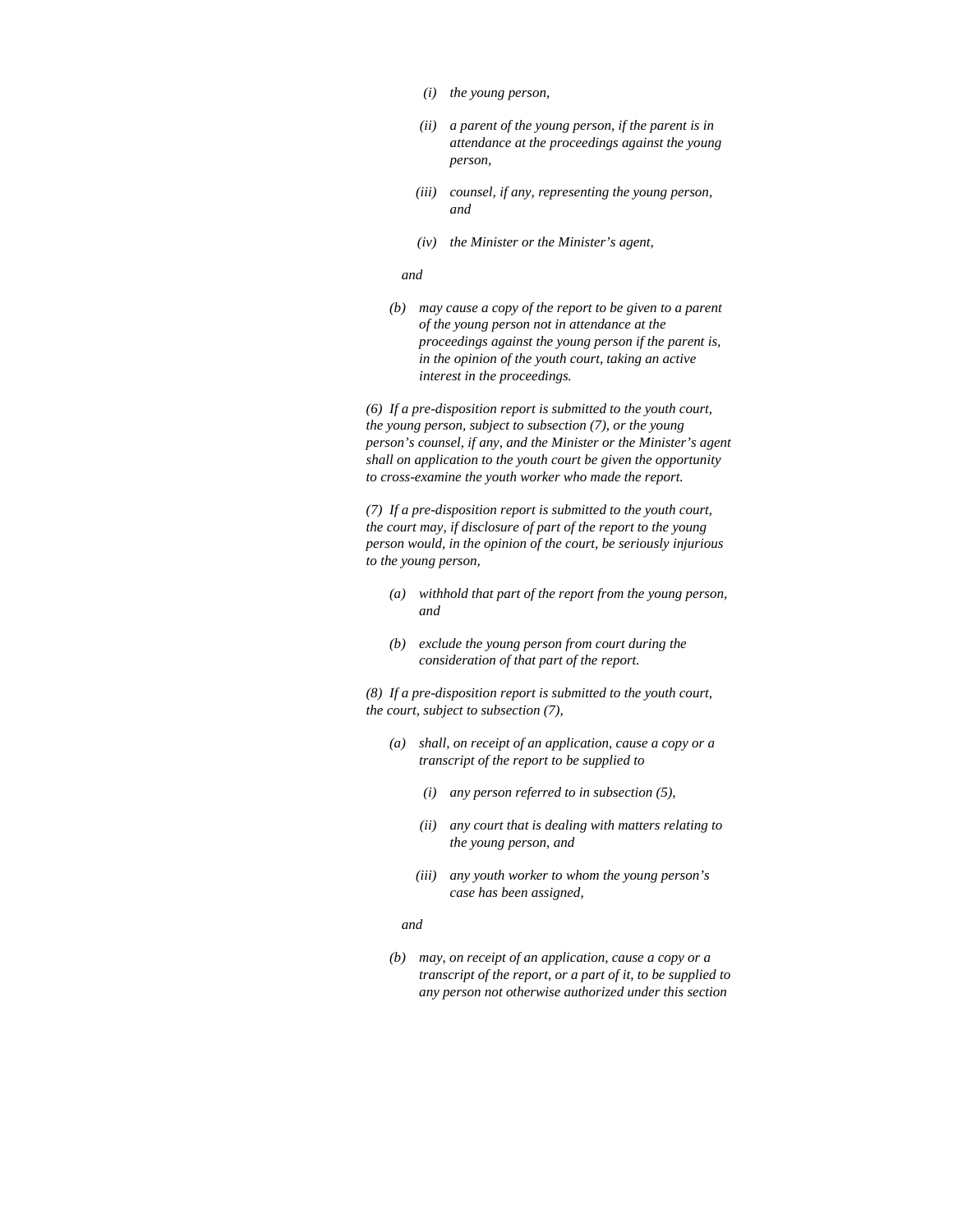*(i) the young person,*

*(ii) a parent of the young person, if the parent is in attendance at the proceedings against the young person,*

*(iii) counsel, if any, representing the young person, and*

*(iv) the Minister or the Minister's agent,*

*and*

*(b) may cause a copy of the report to be given to a parent of the young person not in attendance at the proceedings against the young person if the parent is, in the opinion of the youth court, taking an active interest in the proceedings.*

*(6) If a pre-disposition report is submitted to the youth court, the young person, subject to subsection (7), or the young person's counsel, if any, and the Minister or the Minister's agent shall on application to the youth court be given the opportunity to cross-examine the youth worker who made the report.*

*(7) If a pre-disposition report is submitted to the youth court, the court may, if disclosure of part of the report to the young person would, in the opinion of the court, be seriously injurious to the young person,*

*(a) withhold that part of the report from the young person, and*

*(b) exclude the young person from court during the consideration of that part of the report.*

*(8) If a pre-disposition report is submitted to the youth court, the court, subject to subsection (7),*

*(a) shall, on receipt of an application, cause a copy or a transcript of the report to be supplied to*

*(i) any person referred to in subsection (5),*

*(ii) any court that is dealing with matters relating to the young person, and*

*(iii) any youth worker to whom the young person's case has been assigned,*

*and*

*(b) may, on receipt of an application, cause a copy or a transcript of the report, or a part of it, to be supplied to any person not otherwise authorized under this section*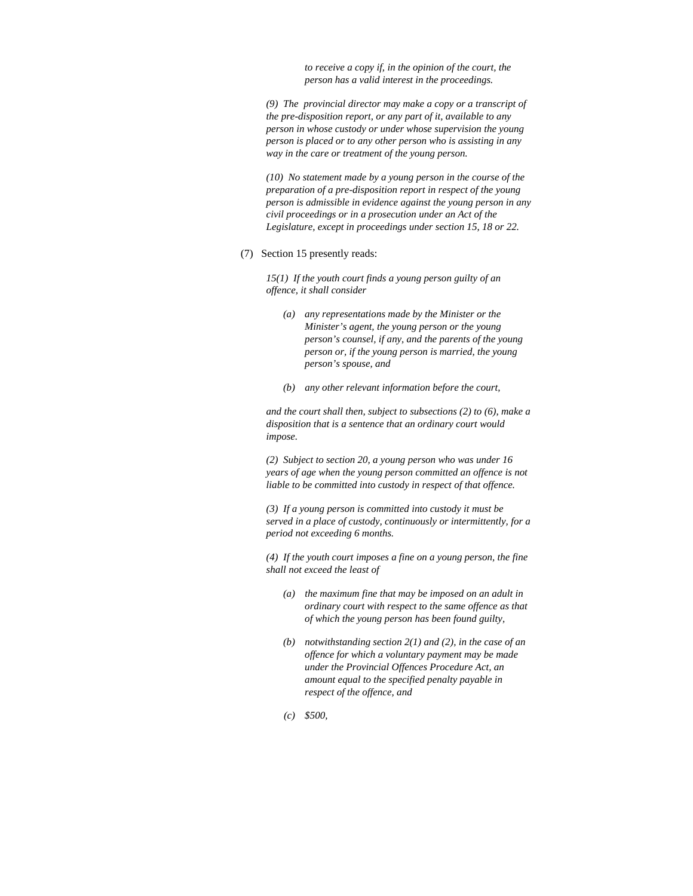*to receive a copy if, in the opinion of the court, the person has a valid interest in the proceedings.*

*(9) The provincial director may make a copy or a transcript of the pre-disposition report, or any part of it, available to any person in whose custody or under whose supervision the young person is placed or to any other person who is assisting in any way in the care or treatment of the young person.*

*(10) No statement made by a young person in the course of the preparation of a pre-disposition report in respect of the young person is admissible in evidence against the young person in any civil proceedings or in a prosecution under an Act of the Legislature, except in proceedings under section 15, 18 or 22.*

(7) Section 15 presently reads:

*15(1) If the youth court finds a young person guilty of an offence, it shall consider*

*(a) any representations made by the Minister or the Minister's agent, the young person or the young person's counsel, if any, and the parents of the young person or, if the young person is married, the young person's spouse, and*

*(b) any other relevant information before the court,*

*and the court shall then, subject to subsections (2) to (6), make a disposition that is a sentence that an ordinary court would impose.*

*(2) Subject to section 20, a young person who was under 16 years of age when the young person committed an offence is not liable to be committed into custody in respect of that offence.*

*(3) If a young person is committed into custody it must be served in a place of custody, continuously or intermittently, for a period not exceeding 6 months.*

*(4) If the youth court imposes a fine on a young person, the fine shall not exceed the least of*

*(a) the maximum fine that may be imposed on an adult in ordinary court with respect to the same offence as that of which the young person has been found guilty,*

*(b) notwithstanding section 2(1) and (2), in the case of an offence for which a voluntary payment may be made under the Provincial Offences Procedure Act, an amount equal to the specified penalty payable in respect of the offence, and*

*(c) $500,*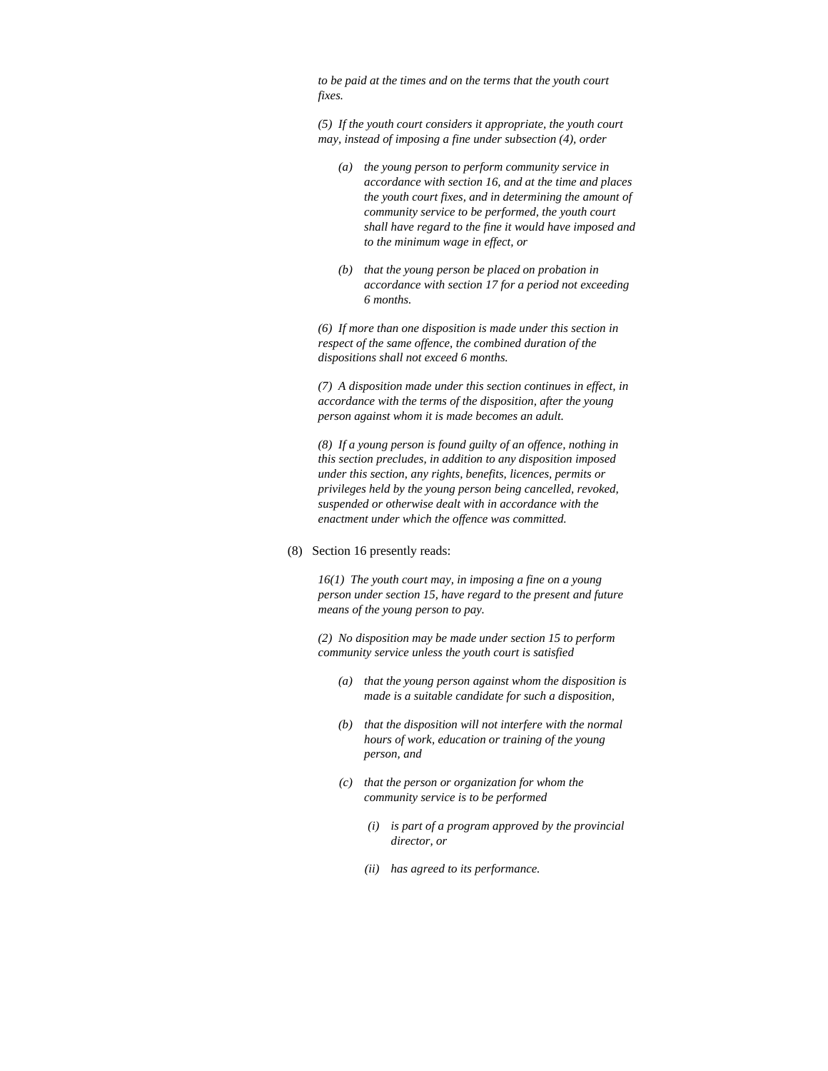*to be paid at the times and on the terms that the youth court fixes.*

*(5) If the youth court considers it appropriate, the youth court may, instead of imposing a fine under subsection (4), order*

> *(a) the young person to perform community service in accordance with section 16, and at the time and places the youth court fixes, and in determining the amount of community service to be performed, the youth court shall have regard to the fine it would have imposed and to the minimum wage in effect, or*
>
> *(b) that the young person be placed on probation in accordance with section 17 for a period not exceeding 6 months.*

*(6) If more than one disposition is made under this section in respect of the same offence, the combined duration of the dispositions shall not exceed 6 months.*

*(7) A disposition made under this section continues in effect, in accordance with the terms of the disposition, after the young person against whom it is made becomes an adult.*

*(8) If a young person is found guilty of an offence, nothing in this section precludes, in addition to any disposition imposed under this section, any rights, benefits, licences, permits or privileges held by the young person being cancelled, revoked, suspended or otherwise dealt with in accordance with the enactment under which the offence was committed.*

(8) Section 16 presently reads:

*16(1) The youth court may, in imposing a fine on a young person under section 15, have regard to the present and future means of the young person to pay.*

*(2) No disposition may be made under section 15 to perform community service unless the youth court is satisfied*

> *(a) that the young person against whom the disposition is made is a suitable candidate for such a disposition,*
>
> *(b) that the disposition will not interfere with the normal hours of work, education or training of the young person, and*
>
> *(c) that the person or organization for whom the community service is to be performed*
>
> > *(i) is part of a program approved by the provincial director, or*
> >
> > *(ii) has agreed to its performance.*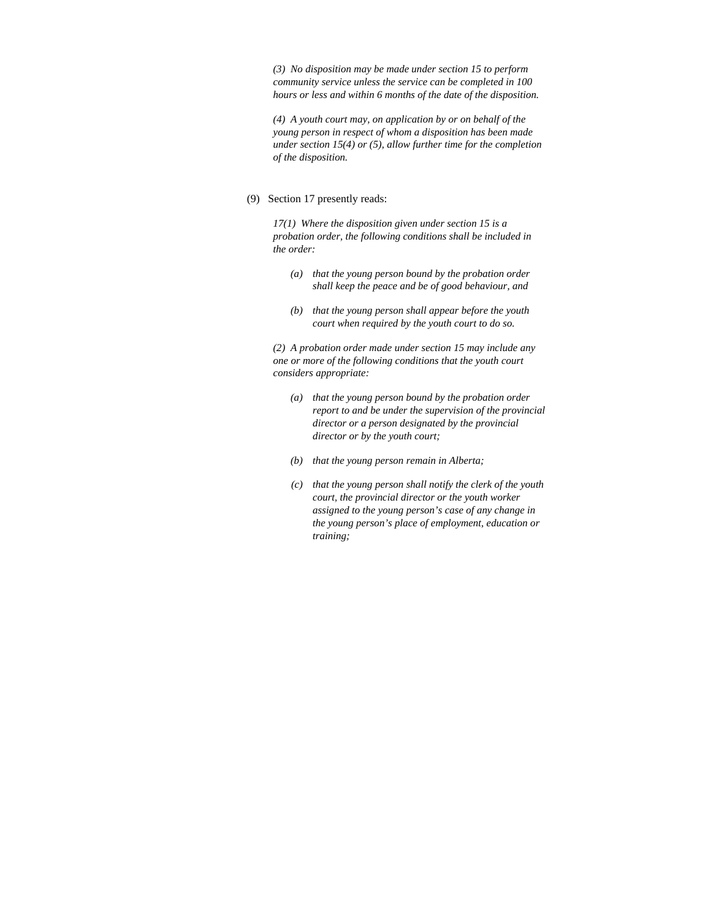*(3) No disposition may be made under section 15 to perform community service unless the service can be completed in 100 hours or less and within 6 months of the date of the disposition.*

*(4) A youth court may, on application by or on behalf of the young person in respect of whom a disposition has been made under section 15(4) or (5), allow further time for the completion of the disposition.*

(9) Section 17 presently reads:

*17(1) Where the disposition given under section 15 is a probation order, the following conditions shall be included in the order:*

- *(a) that the young person bound by the probation order shall keep the peace and be of good behaviour, and*
- *(b) that the young person shall appear before the youth court when required by the youth court to do so.*

*(2) A probation order made under section 15 may include any one or more of the following conditions that the youth court considers appropriate:*

- *(a) that the young person bound by the probation order report to and be under the supervision of the provincial director or a person designated by the provincial director or by the youth court;*
- *(b) that the young person remain in Alberta;*
- *(c) that the young person shall notify the clerk of the youth court, the provincial director or the youth worker assigned to the young person's case of any change in the young person's place of employment, education or training;*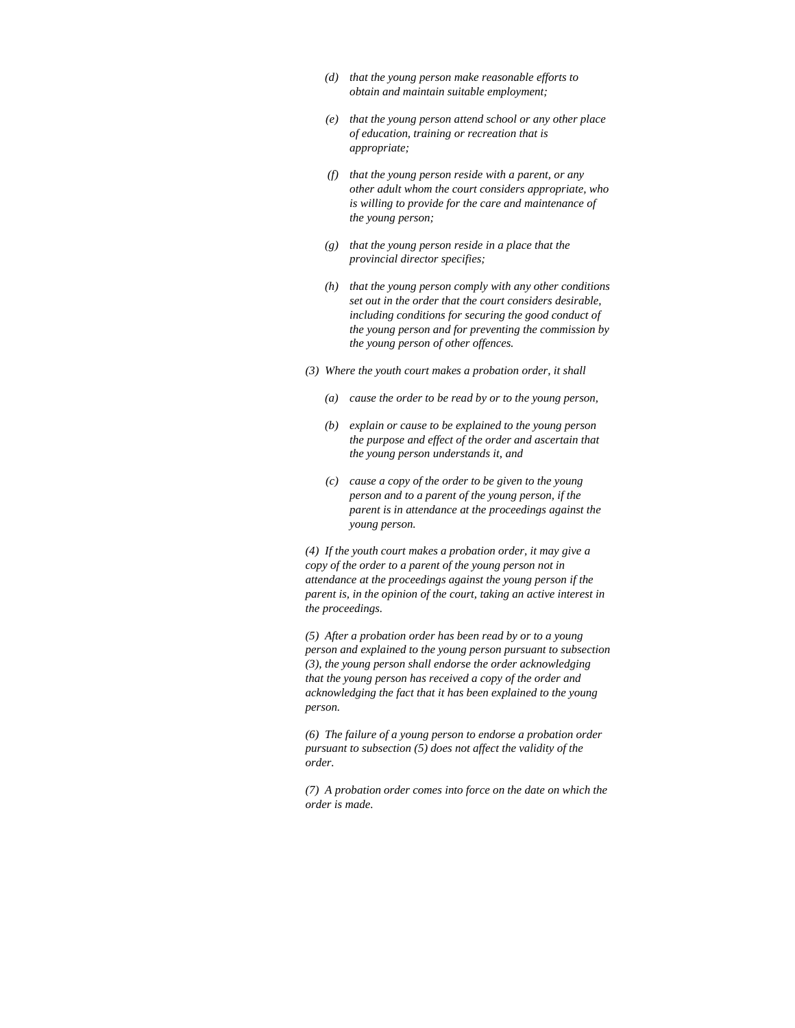*(d) that the young person make reasonable efforts to obtain and maintain suitable employment;*

*(e) that the young person attend school or any other place of education, training or recreation that is appropriate;*

*(f) that the young person reside with a parent, or any other adult whom the court considers appropriate, who is willing to provide for the care and maintenance of the young person;*

*(g) that the young person reside in a place that the provincial director specifies;*

*(h) that the young person comply with any other conditions set out in the order that the court considers desirable, including conditions for securing the good conduct of the young person and for preventing the commission by the young person of other offences.*

*(3) Where the youth court makes a probation order, it shall*

*(a) cause the order to be read by or to the young person,*

*(b) explain or cause to be explained to the young person the purpose and effect of the order and ascertain that the young person understands it, and*

*(c) cause a copy of the order to be given to the young person and to a parent of the young person, if the parent is in attendance at the proceedings against the young person.*

*(4) If the youth court makes a probation order, it may give a copy of the order to a parent of the young person not in attendance at the proceedings against the young person if the parent is, in the opinion of the court, taking an active interest in the proceedings.*

*(5) After a probation order has been read by or to a young person and explained to the young person pursuant to subsection (3), the young person shall endorse the order acknowledging that the young person has received a copy of the order and acknowledging the fact that it has been explained to the young person.*

*(6) The failure of a young person to endorse a probation order pursuant to subsection (5) does not affect the validity of the order.*

*(7) A probation order comes into force on the date on which the order is made.*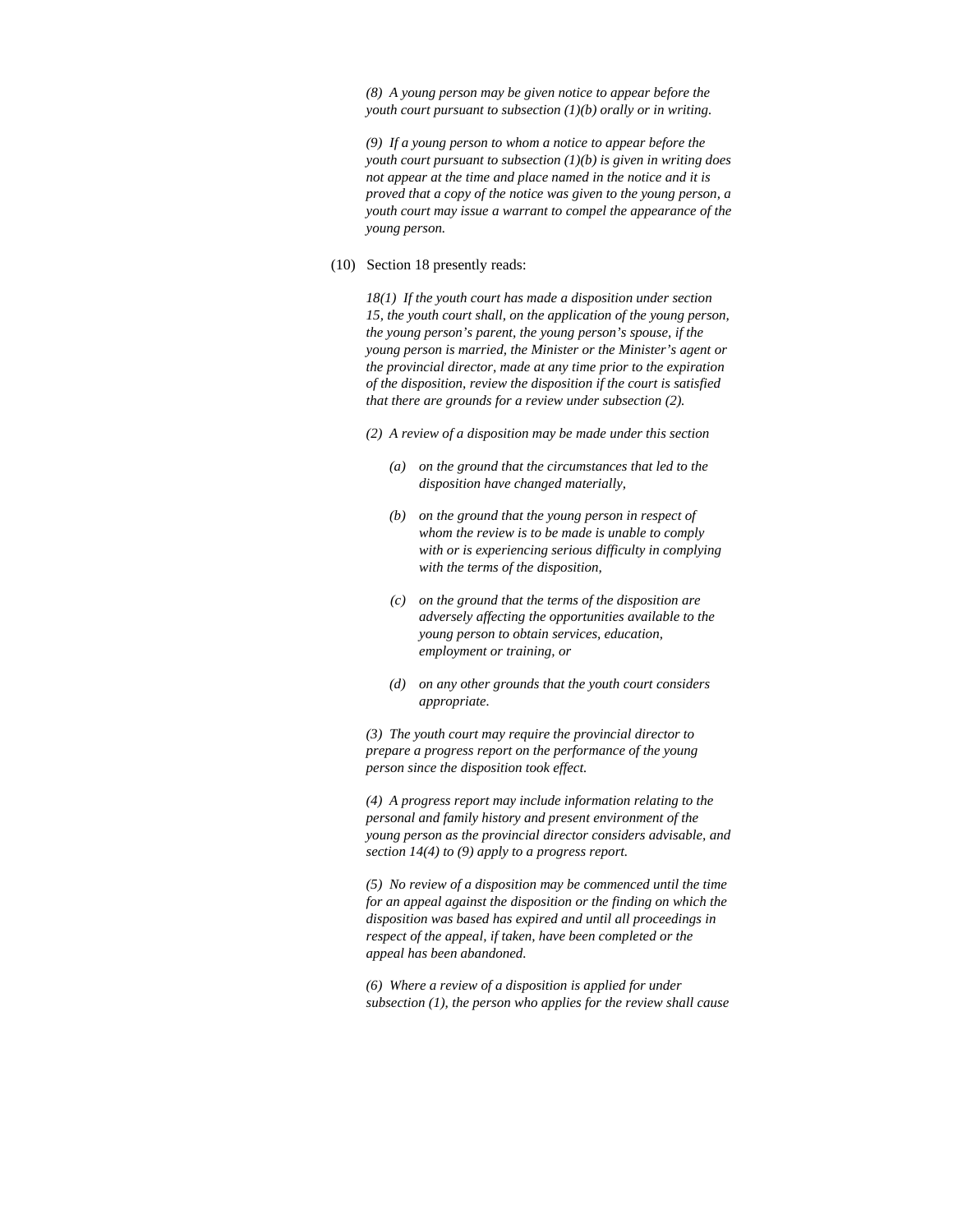*(8)  A young person may be given notice to appear before the youth court pursuant to subsection (1)(b) orally or in writing.*

*(9)  If a young person to whom a notice to appear before the youth court pursuant to subsection (1)(b) is given in writing does not appear at the time and place named in the notice and it is proved that a copy of the notice was given to the young person, a youth court may issue a warrant to compel the appearance of the young person.*

(10) Section 18 presently reads:

*18(1)  If the youth court has made a disposition under section 15, the youth court shall, on the application of the young person, the young person's parent, the young person's spouse, if the young person is married, the Minister or the Minister's agent or the provincial director, made at any time prior to the expiration of the disposition, review the disposition if the court is satisfied that there are grounds for a review under subsection (2).*

*(2)  A review of a disposition may be made under this section*

- *(a)  on the ground that the circumstances that led to the disposition have changed materially,*
- *(b)  on the ground that the young person in respect of whom the review is to be made is unable to comply with or is experiencing serious difficulty in complying with the terms of the disposition,*
- *(c)  on the ground that the terms of the disposition are adversely affecting the opportunities available to the young person to obtain services, education, employment or training, or*
- *(d)  on any other grounds that the youth court considers appropriate.*

*(3)  The youth court may require the provincial director to prepare a progress report on the performance of the young person since the disposition took effect.*

*(4)  A progress report may include information relating to the personal and family history and present environment of the young person as the provincial director considers advisable, and section 14(4) to (9) apply to a progress report.*

*(5)  No review of a disposition may be commenced until the time for an appeal against the disposition or the finding on which the disposition was based has expired and until all proceedings in respect of the appeal, if taken, have been completed or the appeal has been abandoned.*

*(6)  Where a review of a disposition is applied for under subsection (1), the person who applies for the review shall cause*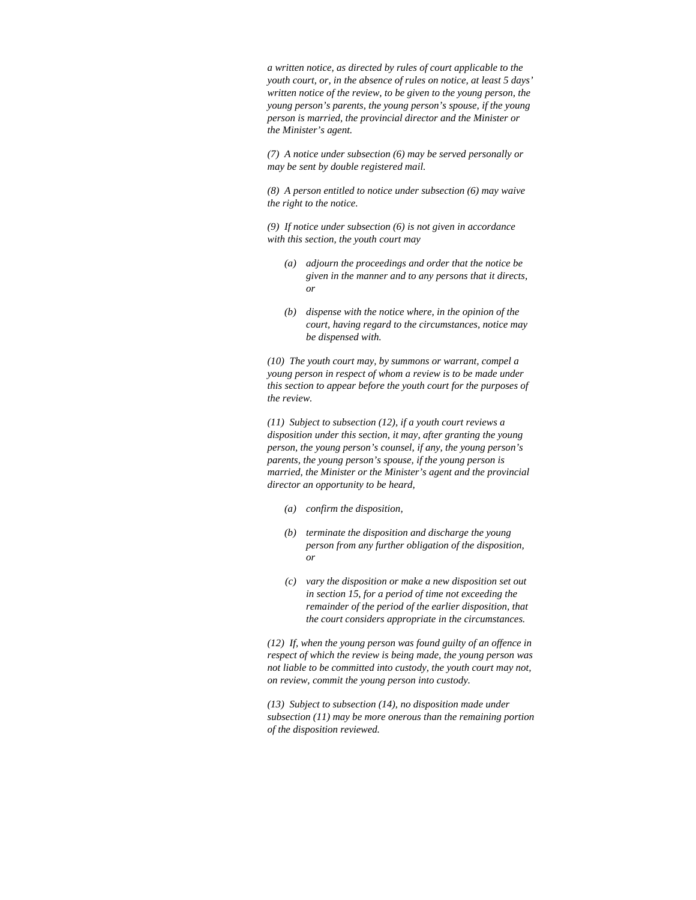*a written notice, as directed by rules of court applicable to the youth court, or, in the absence of rules on notice, at least 5 days' written notice of the review, to be given to the young person, the young person's parents, the young person's spouse, if the young person is married, the provincial director and the Minister or the Minister's agent.*

*(7) A notice under subsection (6) may be served personally or may be sent by double registered mail.*

*(8) A person entitled to notice under subsection (6) may waive the right to the notice.*

*(9) If notice under subsection (6) is not given in accordance with this section, the youth court may*

- *(a) adjourn the proceedings and order that the notice be given in the manner and to any persons that it directs, or*
- *(b) dispense with the notice where, in the opinion of the court, having regard to the circumstances, notice may be dispensed with.*

*(10) The youth court may, by summons or warrant, compel a young person in respect of whom a review is to be made under this section to appear before the youth court for the purposes of the review.*

*(11) Subject to subsection (12), if a youth court reviews a disposition under this section, it may, after granting the young person, the young person's counsel, if any, the young person's parents, the young person's spouse, if the young person is married, the Minister or the Minister's agent and the provincial director an opportunity to be heard,*

- *(a) confirm the disposition,*
- *(b) terminate the disposition and discharge the young person from any further obligation of the disposition, or*
- *(c) vary the disposition or make a new disposition set out in section 15, for a period of time not exceeding the remainder of the period of the earlier disposition, that the court considers appropriate in the circumstances.*

*(12) If, when the young person was found guilty of an offence in respect of which the review is being made, the young person was not liable to be committed into custody, the youth court may not, on review, commit the young person into custody.*

*(13) Subject to subsection (14), no disposition made under subsection (11) may be more onerous than the remaining portion of the disposition reviewed.*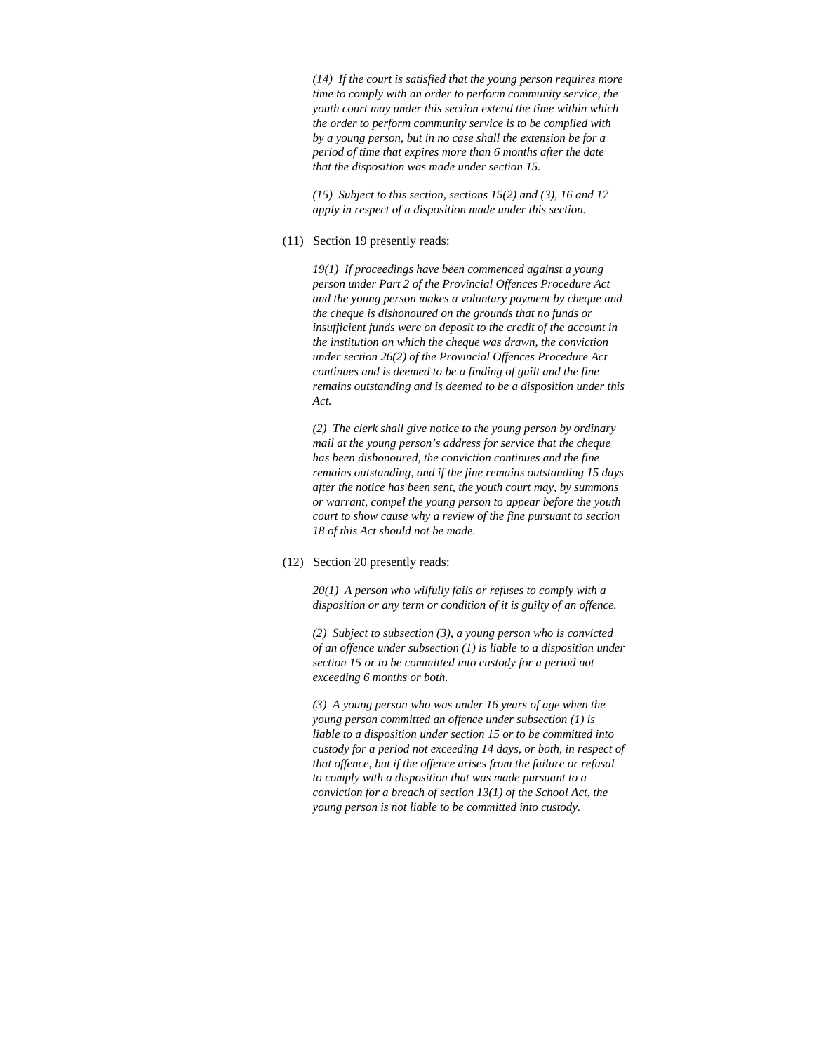*(14) If the court is satisfied that the young person requires more time to comply with an order to perform community service, the youth court may under this section extend the time within which the order to perform community service is to be complied with by a young person, but in no case shall the extension be for a period of time that expires more than 6 months after the date that the disposition was made under section 15.*

*(15) Subject to this section, sections 15(2) and (3), 16 and 17 apply in respect of a disposition made under this section.*

(11) Section 19 presently reads:

*19(1) If proceedings have been commenced against a young person under Part 2 of the Provincial Offences Procedure Act and the young person makes a voluntary payment by cheque and the cheque is dishonoured on the grounds that no funds or insufficient funds were on deposit to the credit of the account in the institution on which the cheque was drawn, the conviction under section 26(2) of the Provincial Offences Procedure Act continues and is deemed to be a finding of guilt and the fine remains outstanding and is deemed to be a disposition under this Act.*

*(2) The clerk shall give notice to the young person by ordinary mail at the young person's address for service that the cheque has been dishonoured, the conviction continues and the fine remains outstanding, and if the fine remains outstanding 15 days after the notice has been sent, the youth court may, by summons or warrant, compel the young person to appear before the youth court to show cause why a review of the fine pursuant to section 18 of this Act should not be made.*

(12) Section 20 presently reads:

*20(1) A person who wilfully fails or refuses to comply with a disposition or any term or condition of it is guilty of an offence.*

*(2) Subject to subsection (3), a young person who is convicted of an offence under subsection (1) is liable to a disposition under section 15 or to be committed into custody for a period not exceeding 6 months or both.*

*(3) A young person who was under 16 years of age when the young person committed an offence under subsection (1) is liable to a disposition under section 15 or to be committed into custody for a period not exceeding 14 days, or both, in respect of that offence, but if the offence arises from the failure or refusal to comply with a disposition that was made pursuant to a conviction for a breach of section 13(1) of the School Act, the young person is not liable to be committed into custody.*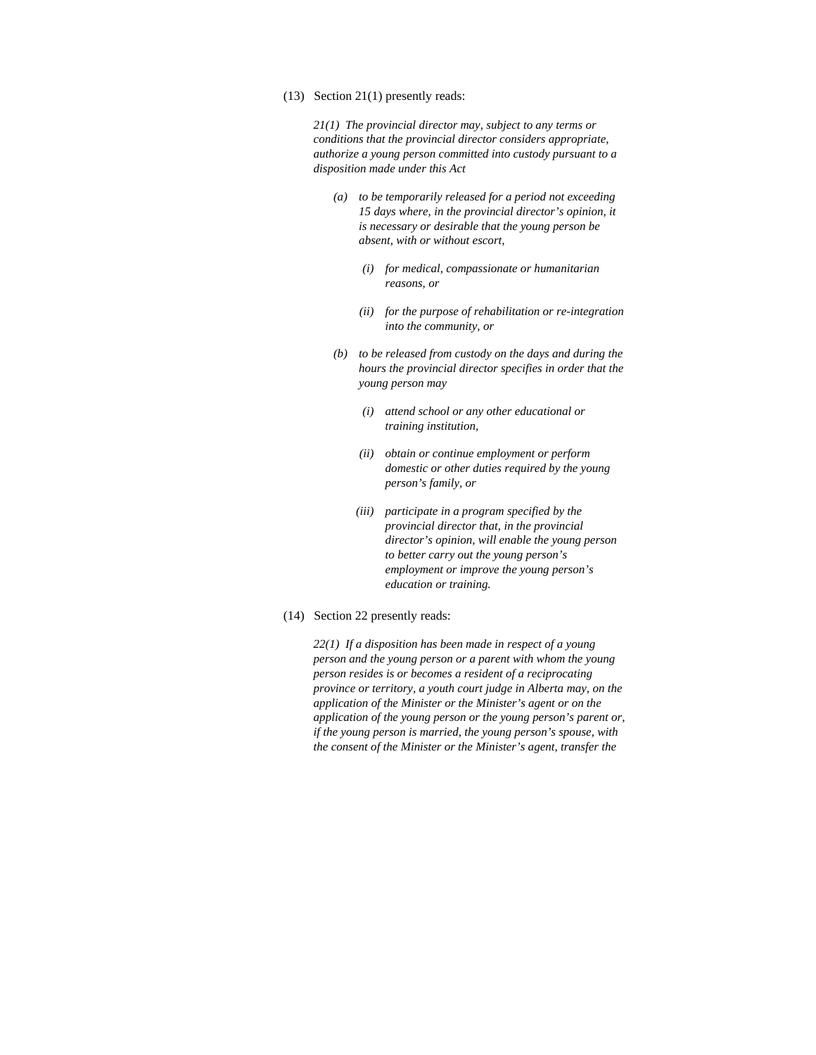(13) Section 21(1) presently reads:

> *21(1) The provincial director may, subject to any terms or conditions that the provincial director considers appropriate, authorize a young person committed into custody pursuant to a disposition made under this Act*
>
> *(a) to be temporarily released for a period not exceeding 15 days where, in the provincial director's opinion, it is necessary or desirable that the young person be absent, with or without escort,*
>
> *(i) for medical, compassionate or humanitarian reasons, or*
>
> *(ii) for the purpose of rehabilitation or re-integration into the community, or*
>
> *(b) to be released from custody on the days and during the hours the provincial director specifies in order that the young person may*
>
> *(i) attend school or any other educational or training institution,*
>
> *(ii) obtain or continue employment or perform domestic or other duties required by the young person's family, or*
>
> *(iii) participate in a program specified by the provincial director that, in the provincial director's opinion, will enable the young person to better carry out the young person's employment or improve the young person's education or training.*

(14) Section 22 presently reads:

> *22(1) If a disposition has been made in respect of a young person and the young person or a parent with whom the young person resides is or becomes a resident of a reciprocating province or territory, a youth court judge in Alberta may, on the application of the Minister or the Minister's agent or on the application of the young person or the young person's parent or, if the young person is married, the young person's spouse, with the consent of the Minister or the Minister's agent, transfer the*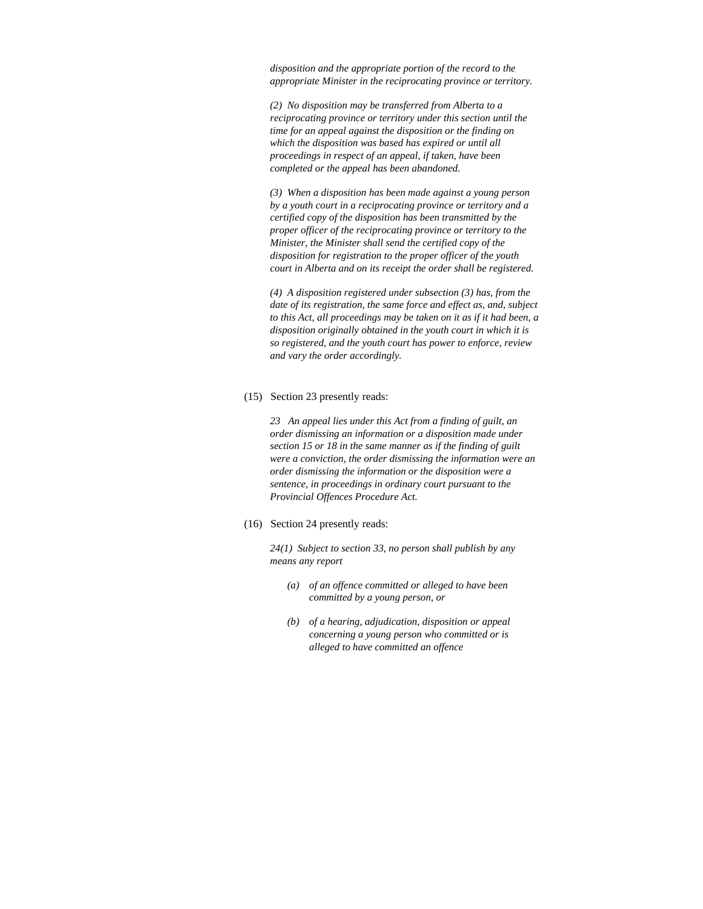*disposition and the appropriate portion of the record to the appropriate Minister in the reciprocating province or territory.*

*(2) No disposition may be transferred from Alberta to a reciprocating province or territory under this section until the time for an appeal against the disposition or the finding on which the disposition was based has expired or until all proceedings in respect of an appeal, if taken, have been completed or the appeal has been abandoned.*

*(3) When a disposition has been made against a young person by a youth court in a reciprocating province or territory and a certified copy of the disposition has been transmitted by the proper officer of the reciprocating province or territory to the Minister, the Minister shall send the certified copy of the disposition for registration to the proper officer of the youth court in Alberta and on its receipt the order shall be registered.*

*(4) A disposition registered under subsection (3) has, from the date of its registration, the same force and effect as, and, subject to this Act, all proceedings may be taken on it as if it had been, a disposition originally obtained in the youth court in which it is so registered, and the youth court has power to enforce, review and vary the order accordingly.*

(15) Section 23 presently reads:

*23 An appeal lies under this Act from a finding of guilt, an order dismissing an information or a disposition made under section 15 or 18 in the same manner as if the finding of guilt were a conviction, the order dismissing the information were an order dismissing the information or the disposition were a sentence, in proceedings in ordinary court pursuant to the Provincial Offences Procedure Act.*

(16) Section 24 presently reads:

*24(1) Subject to section 33, no person shall publish by any means any report*

- *(a) of an offence committed or alleged to have been committed by a young person, or*
- *(b) of a hearing, adjudication, disposition or appeal concerning a young person who committed or is alleged to have committed an offence*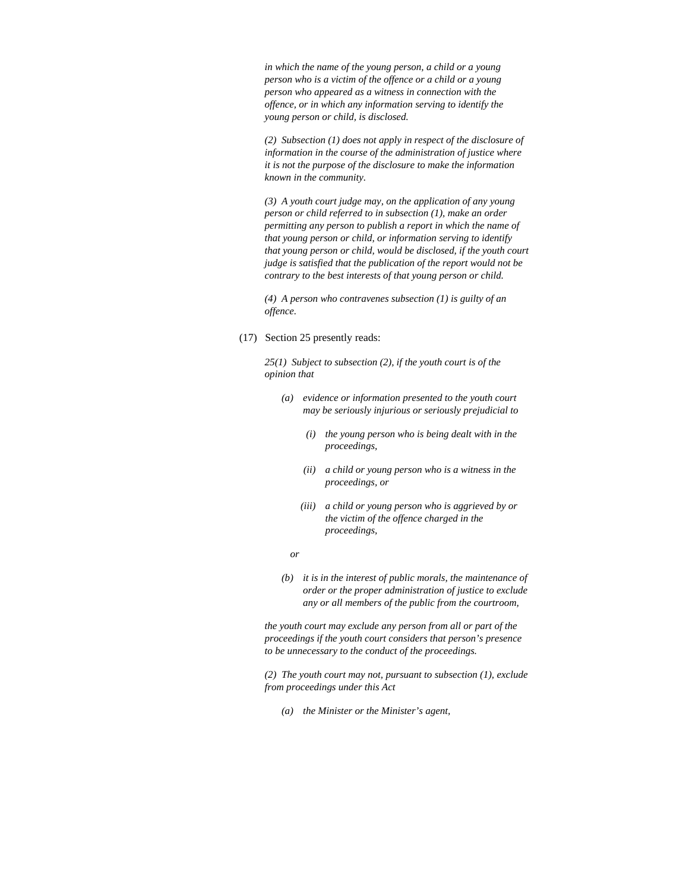*in which the name of the young person, a child or a young person who is a victim of the offence or a child or a young person who appeared as a witness in connection with the offence, or in which any information serving to identify the young person or child, is disclosed.*

*(2) Subsection (1) does not apply in respect of the disclosure of information in the course of the administration of justice where it is not the purpose of the disclosure to make the information known in the community.*

*(3) A youth court judge may, on the application of any young person or child referred to in subsection (1), make an order permitting any person to publish a report in which the name of that young person or child, or information serving to identify that young person or child, would be disclosed, if the youth court judge is satisfied that the publication of the report would not be contrary to the best interests of that young person or child.*

*(4) A person who contravenes subsection (1) is guilty of an offence.*

(17) Section 25 presently reads:

*25(1) Subject to subsection (2), if the youth court is of the opinion that*

*(a) evidence or information presented to the youth court may be seriously injurious or seriously prejudicial to*

*(i) the young person who is being dealt with in the proceedings,*

*(ii) a child or young person who is a witness in the proceedings, or*

*(iii) a child or young person who is aggrieved by or the victim of the offence charged in the proceedings,*

*or*

*(b) it is in the interest of public morals, the maintenance of order or the proper administration of justice to exclude any or all members of the public from the courtroom,*

*the youth court may exclude any person from all or part of the proceedings if the youth court considers that person's presence to be unnecessary to the conduct of the proceedings.*

*(2) The youth court may not, pursuant to subsection (1), exclude from proceedings under this Act*

*(a) the Minister or the Minister's agent,*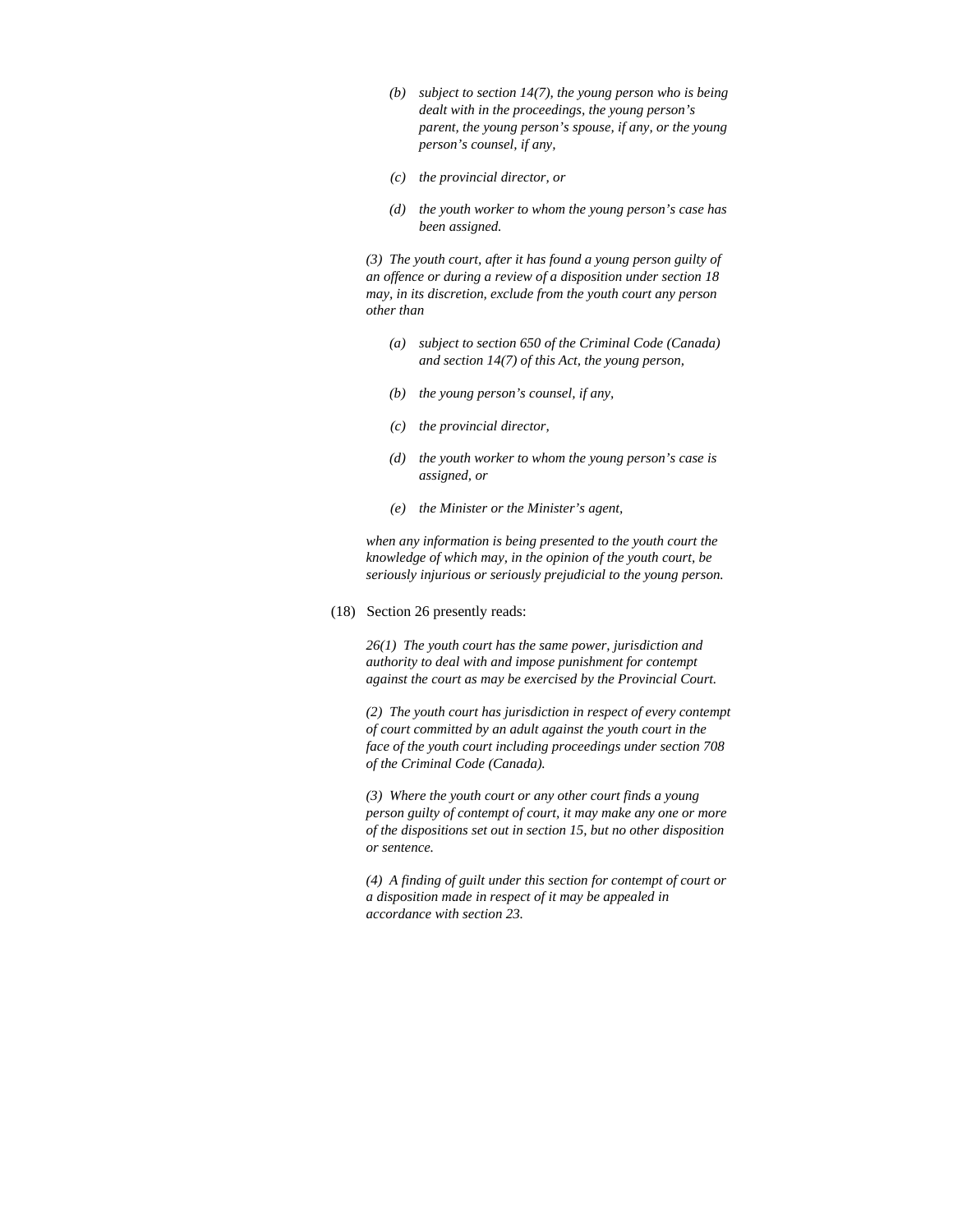> *(b) subject to section 14(7), the young person who is being dealt with in the proceedings, the young person's parent, the young person's spouse, if any, or the young person's counsel, if any,*
>
> *(c) the provincial director, or*
>
> *(d) the youth worker to whom the young person's case has been assigned.*
>
> *(3) The youth court, after it has found a young person guilty of an offence or during a review of a disposition under section 18 may, in its discretion, exclude from the youth court any person other than*
>
> *(a) subject to section 650 of the Criminal Code (Canada) and section 14(7) of this Act, the young person,*
>
> *(b) the young person's counsel, if any,*
>
> *(c) the provincial director,*
>
> *(d) the youth worker to whom the young person's case is assigned, or*
>
> *(e) the Minister or the Minister's agent,*
>
> *when any information is being presented to the youth court the knowledge of which may, in the opinion of the youth court, be seriously injurious or seriously prejudicial to the young person.*

(18) Section 26 presently reads:

> *26(1) The youth court has the same power, jurisdiction and authority to deal with and impose punishment for contempt against the court as may be exercised by the Provincial Court.*
>
> *(2) The youth court has jurisdiction in respect of every contempt of court committed by an adult against the youth court in the face of the youth court including proceedings under section 708 of the Criminal Code (Canada).*
>
> *(3) Where the youth court or any other court finds a young person guilty of contempt of court, it may make any one or more of the dispositions set out in section 15, but no other disposition or sentence.*
>
> *(4) A finding of guilt under this section for contempt of court or a disposition made in respect of it may be appealed in accordance with section 23.*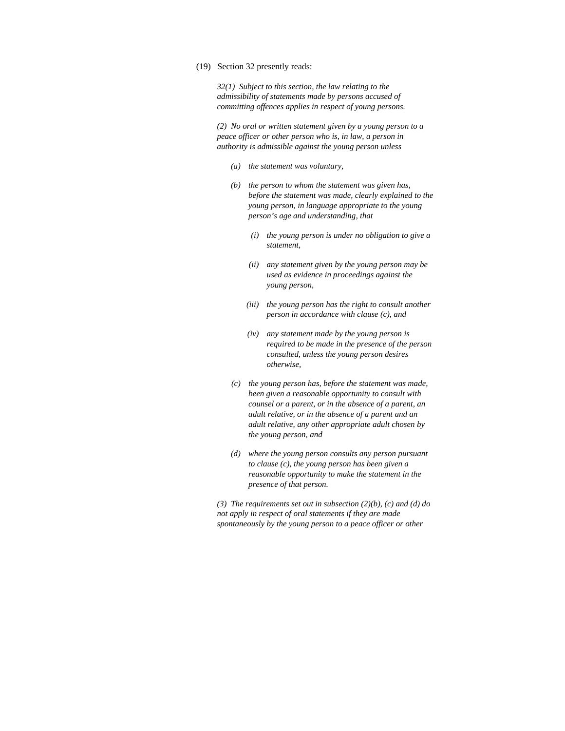(19) Section 32 presently reads:

> *32(1) Subject to this section, the law relating to the admissibility of statements made by persons accused of committing offences applies in respect of young persons.*
>
> *(2) No oral or written statement given by a young person to a peace officer or other person who is, in law, a person in authority is admissible against the young person unless*
>
> *(a) the statement was voluntary,*
>
> *(b) the person to whom the statement was given has, before the statement was made, clearly explained to the young person, in language appropriate to the young person's age and understanding, that*
>
> *(i) the young person is under no obligation to give a statement,*
>
> *(ii) any statement given by the young person may be used as evidence in proceedings against the young person,*
>
> *(iii) the young person has the right to consult another person in accordance with clause (c), and*
>
> *(iv) any statement made by the young person is required to be made in the presence of the person consulted, unless the young person desires otherwise,*
>
> *(c) the young person has, before the statement was made, been given a reasonable opportunity to consult with counsel or a parent, or in the absence of a parent, an adult relative, or in the absence of a parent and an adult relative, any other appropriate adult chosen by the young person, and*
>
> *(d) where the young person consults any person pursuant to clause (c), the young person has been given a reasonable opportunity to make the statement in the presence of that person.*
>
> *(3) The requirements set out in subsection (2)(b), (c) and (d) do not apply in respect of oral statements if they are made spontaneously by the young person to a peace officer or other*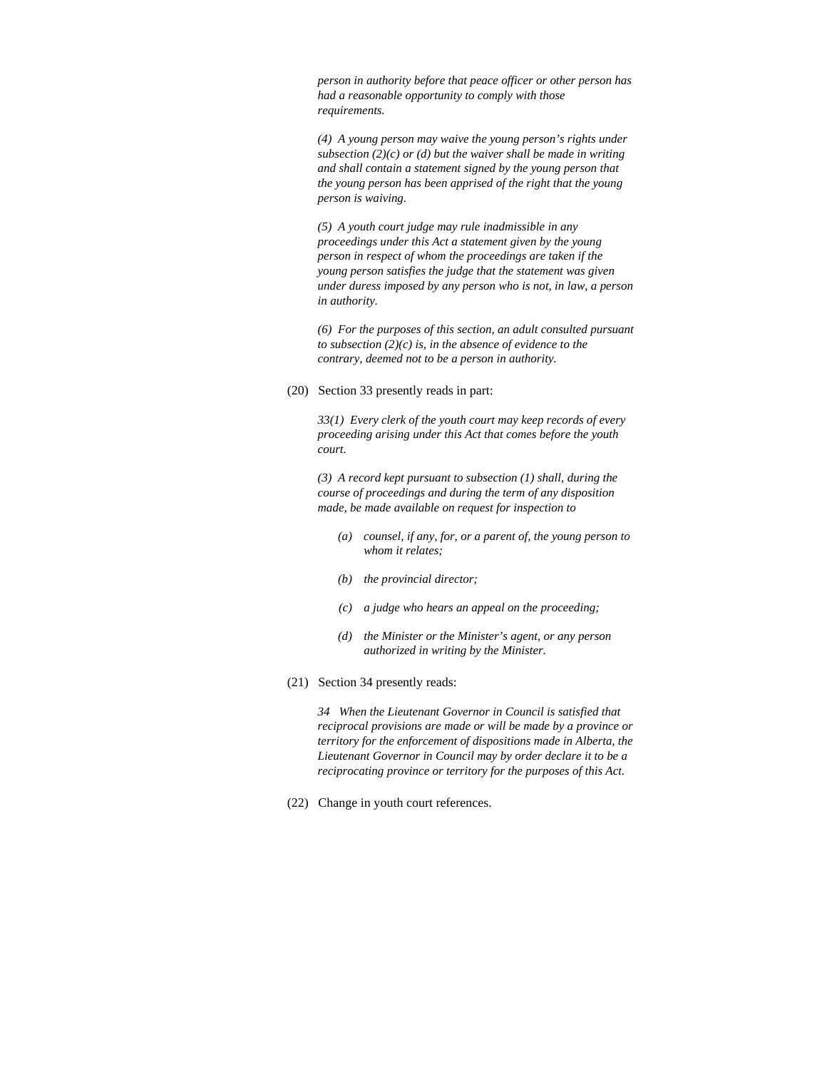*person in authority before that peace officer or other person has had a reasonable opportunity to comply with those requirements.*

*(4)  A young person may waive the young person's rights under subsection (2)(c) or (d) but the waiver shall be made in writing and shall contain a statement signed by the young person that the young person has been apprised of the right that the young person is waiving.*

*(5)  A youth court judge may rule inadmissible in any proceedings under this Act a statement given by the young person in respect of whom the proceedings are taken if the young person satisfies the judge that the statement was given under duress imposed by any person who is not, in law, a person in authority.*

*(6)  For the purposes of this section, an adult consulted pursuant to subsection (2)(c) is, in the absence of evidence to the contrary, deemed not to be a person in authority.*

(20) Section 33 presently reads in part:

*33(1)  Every clerk of the youth court may keep records of every proceeding arising under this Act that comes before the youth court.*

*(3)  A record kept pursuant to subsection (1) shall, during the course of proceedings and during the term of any disposition made, be made available on request for inspection to*

- *(a)  counsel, if any, for, or a parent of, the young person to whom it relates;*
- *(b)  the provincial director;*
- *(c)  a judge who hears an appeal on the proceeding;*
- *(d)  the Minister or the Minister's agent, or any person authorized in writing by the Minister.*

(21) Section 34 presently reads:

*34   When the Lieutenant Governor in Council is satisfied that reciprocal provisions are made or will be made by a province or territory for the enforcement of dispositions made in Alberta, the Lieutenant Governor in Council may by order declare it to be a reciprocating province or territory for the purposes of this Act.*

(22) Change in youth court references.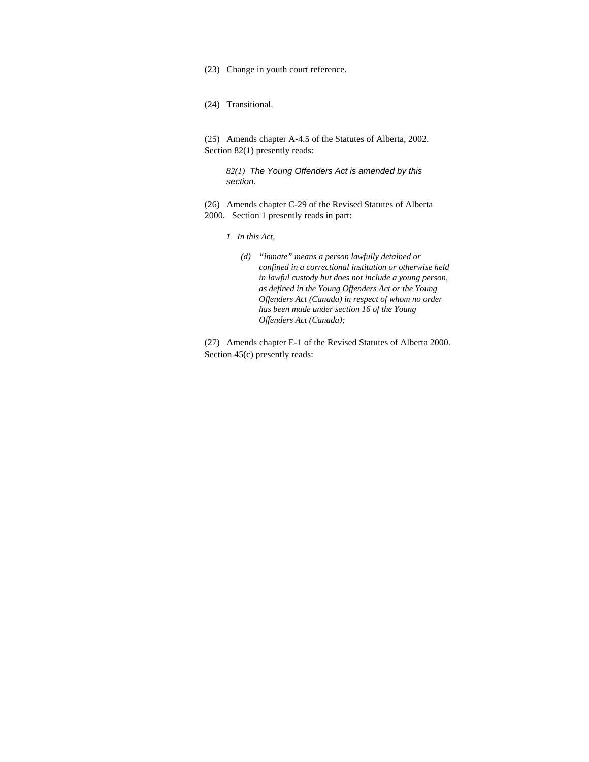(23) Change in youth court reference.

(24) Transitional.

(25) Amends chapter A-4.5 of the Statutes of Alberta, 2002. Section 82(1) presently reads:

> *82(1) The Young Offenders Act is amended by this section.*

(26) Amends chapter C-29 of the Revised Statutes of Alberta 2000. Section 1 presently reads in part:

> *1 In this Act,*
>
> > *(d) "inmate" means a person lawfully detained or confined in a correctional institution or otherwise held in lawful custody but does not include a young person, as defined in the Young Offenders Act or the Young Offenders Act (Canada) in respect of whom no order has been made under section 16 of the Young Offenders Act (Canada);*

(27) Amends chapter E-1 of the Revised Statutes of Alberta 2000. Section 45(c) presently reads: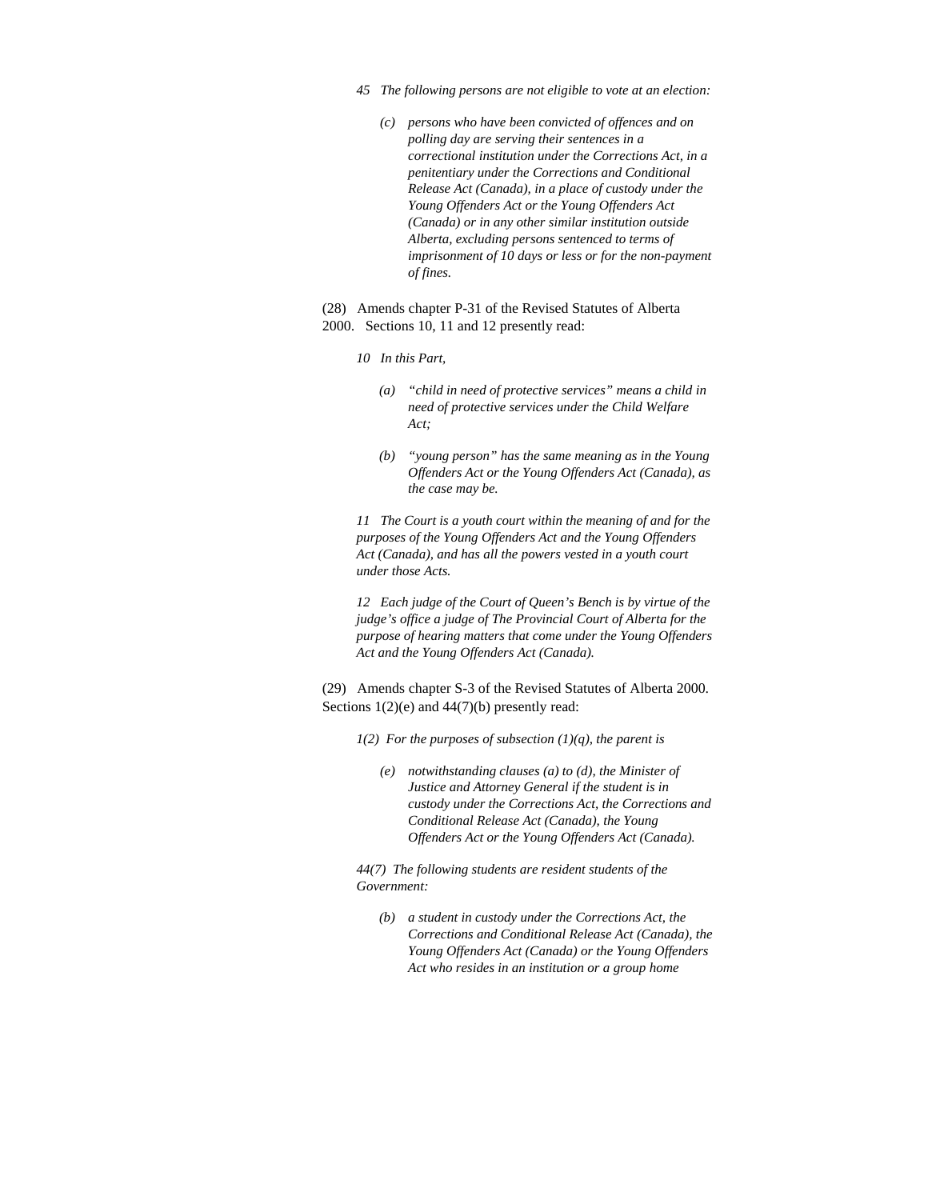*45 The following persons are not eligible to vote at an election:*

*(c) persons who have been convicted of offences and on polling day are serving their sentences in a correctional institution under the Corrections Act, in a penitentiary under the Corrections and Conditional Release Act (Canada), in a place of custody under the Young Offenders Act or the Young Offenders Act (Canada) or in any other similar institution outside Alberta, excluding persons sentenced to terms of imprisonment of 10 days or less or for the non-payment of fines.*

(28) Amends chapter P-31 of the Revised Statutes of Alberta 2000. Sections 10, 11 and 12 presently read:

*10 In this Part,*

*(a) "child in need of protective services" means a child in need of protective services under the Child Welfare Act;*

*(b) "young person" has the same meaning as in the Young Offenders Act or the Young Offenders Act (Canada), as the case may be.*

*11 The Court is a youth court within the meaning of and for the purposes of the Young Offenders Act and the Young Offenders Act (Canada), and has all the powers vested in a youth court under those Acts.*

*12 Each judge of the Court of Queen's Bench is by virtue of the judge's office a judge of The Provincial Court of Alberta for the purpose of hearing matters that come under the Young Offenders Act and the Young Offenders Act (Canada).*

(29) Amends chapter S-3 of the Revised Statutes of Alberta 2000. Sections 1(2)(e) and 44(7)(b) presently read:

*1(2) For the purposes of subsection (1)(q), the parent is*

*(e) notwithstanding clauses (a) to (d), the Minister of Justice and Attorney General if the student is in custody under the Corrections Act, the Corrections and Conditional Release Act (Canada), the Young Offenders Act or the Young Offenders Act (Canada).*

*44(7) The following students are resident students of the Government:*

*(b) a student in custody under the Corrections Act, the Corrections and Conditional Release Act (Canada), the Young Offenders Act (Canada) or the Young Offenders Act who resides in an institution or a group home*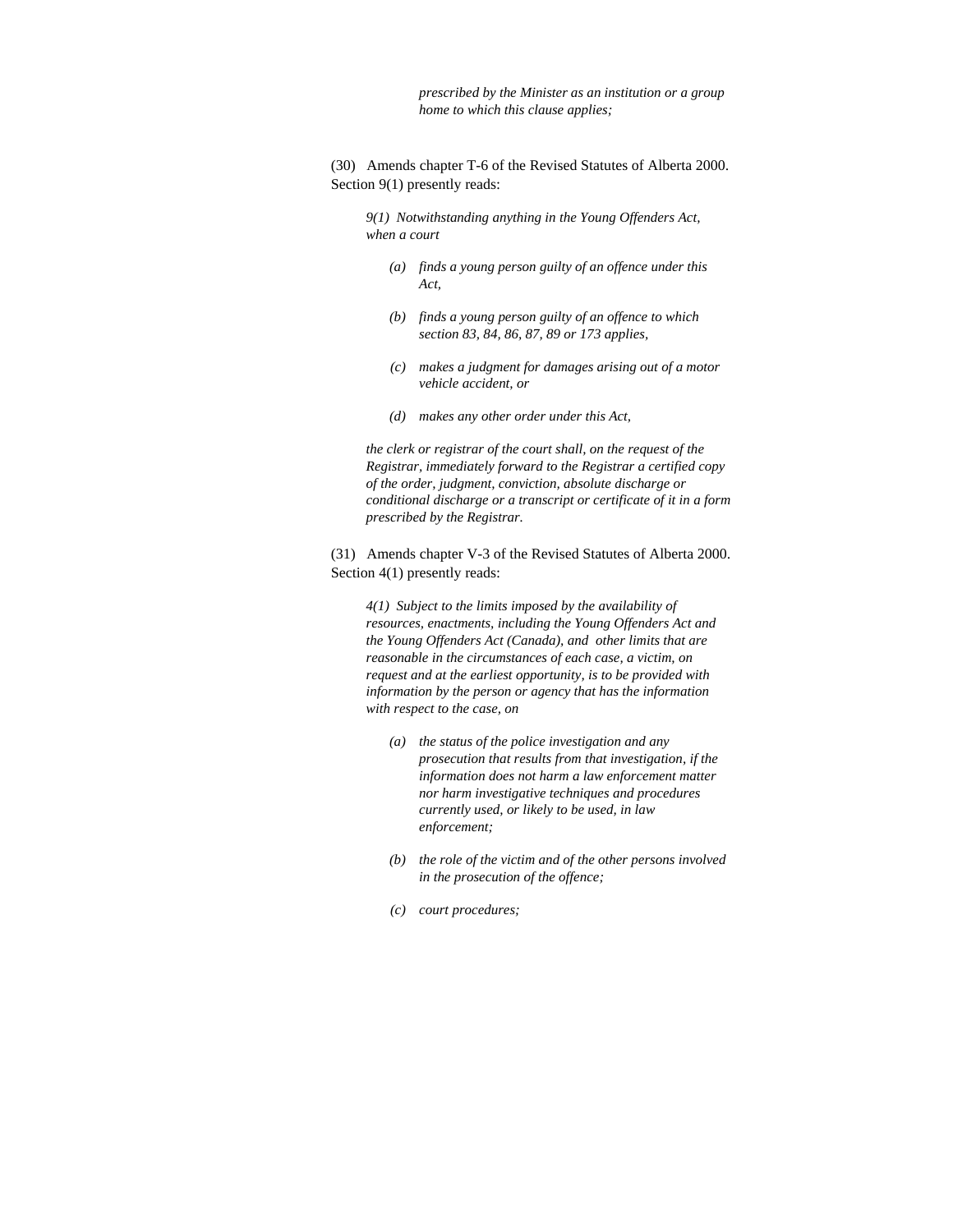*prescribed by the Minister as an institution or a group home to which this clause applies;*

(30) Amends chapter T-6 of the Revised Statutes of Alberta 2000. Section 9(1) presently reads:

> *9(1) Notwithstanding anything in the Young Offenders Act, when a court*
>
> *(a) finds a young person guilty of an offence under this Act,*
>
> *(b) finds a young person guilty of an offence to which section 83, 84, 86, 87, 89 or 173 applies,*
>
> *(c) makes a judgment for damages arising out of a motor vehicle accident, or*
>
> *(d) makes any other order under this Act,*
>
> *the clerk or registrar of the court shall, on the request of the Registrar, immediately forward to the Registrar a certified copy of the order, judgment, conviction, absolute discharge or conditional discharge or a transcript or certificate of it in a form prescribed by the Registrar.*

(31) Amends chapter V-3 of the Revised Statutes of Alberta 2000. Section 4(1) presently reads:

> *4(1) Subject to the limits imposed by the availability of resources, enactments, including the Young Offenders Act and the Young Offenders Act (Canada), and other limits that are reasonable in the circumstances of each case, a victim, on request and at the earliest opportunity, is to be provided with information by the person or agency that has the information with respect to the case, on*
>
> *(a) the status of the police investigation and any prosecution that results from that investigation, if the information does not harm a law enforcement matter nor harm investigative techniques and procedures currently used, or likely to be used, in law enforcement;*
>
> *(b) the role of the victim and of the other persons involved in the prosecution of the offence;*
>
> *(c) court procedures;*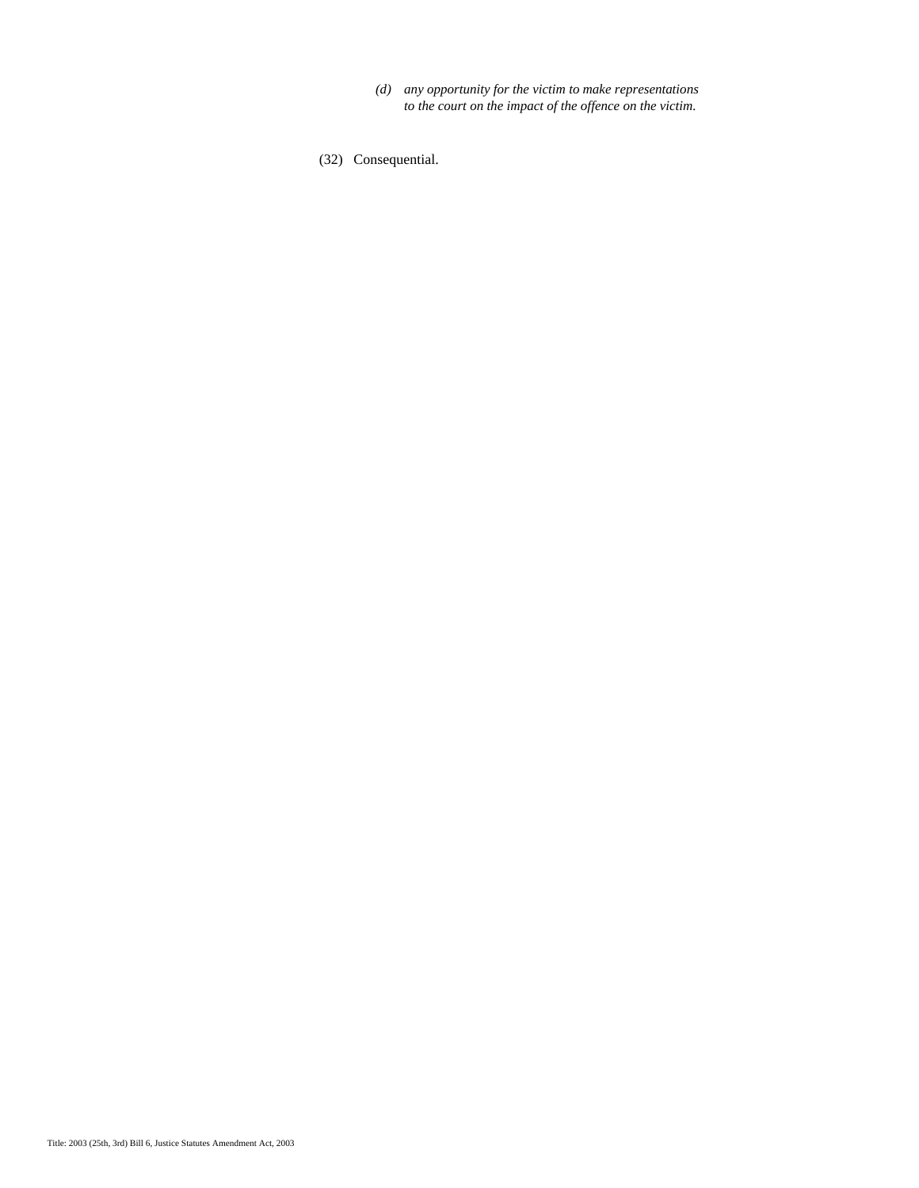*(d) any opportunity for the victim to make representations to the court on the impact of the offence on the victim.*

(32) Consequential.